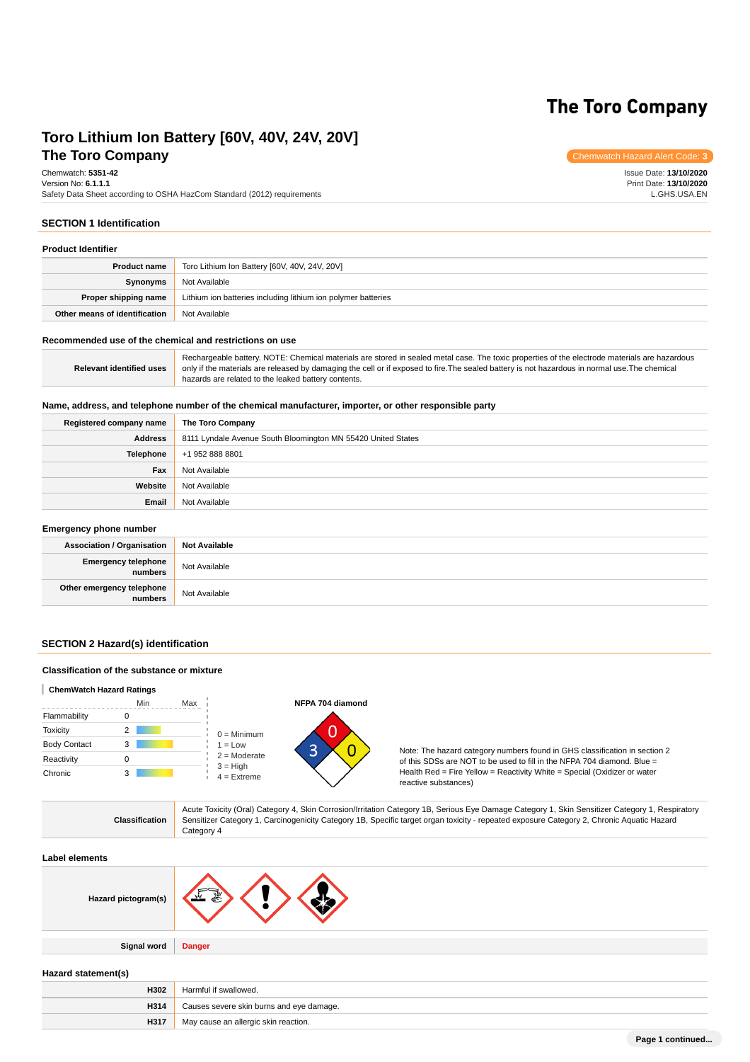# The Toro Company

# Toro Lithium Ion Battery [60V, 40V, 24V, 20V]

## The Toro Company

Chemwatch Hazard Alert Code: **3**

Chemwatch: **5351-42**
Version No: **6.1.1.1**
Safety Data Sheet according to OSHA HazCom Standard (2012) requirements

Issue Date: **13/10/2020**
Print Date: **13/10/2020**
L.GHS.USA.EN

## SECTION 1 Identification

### Product Identifier

| | |
|---|---|
| **Product name** | Toro Lithium Ion Battery [60V, 40V, 24V, 20V] |
| **Synonyms** | Not Available |
| **Proper shipping name** | Lithium ion batteries including lithium ion polymer batteries |
| **Other means of identification** | Not Available |

### Recommended use of the chemical and restrictions on use

| | |
|---|---|
| **Relevant identified uses** | Rechargeable battery. NOTE: Chemical materials are stored in sealed metal case. The toxic properties of the electrode materials are hazardous only if the materials are released by damaging the cell or if exposed to fire.The sealed battery is not hazardous in normal use.The chemical hazards are related to the leaked battery contents. |

### Name, address, and telephone number of the chemical manufacturer, importer, or other responsible party

| | |
|---|---|
| **Registered company name** | **The Toro Company** |
| **Address** | 8111 Lyndale Avenue South Bloomington MN 55420 United States |
| **Telephone** | +1 952 888 8801 |
| **Fax** | Not Available |
| **Website** | Not Available |
| **Email** | Not Available |

### Emergency phone number

| | |
|---|---|
| **Association / Organisation** | **Not Available** |
| **Emergency telephone numbers** | Not Available |
| **Other emergency telephone numbers** | Not Available |

## SECTION 2 Hazard(s) identification

### Classification of the substance or mixture

**ChemWatch Hazard Ratings**

| | Min | Max |
|---|---|---|
| Flammability | 0 | |
| Toxicity | 2 | |
| Body Contact | 3 | |
| Reactivity | 0 | |
| Chronic | 3 | |

0 = Minimum
1 = Low
2 = Moderate
3 = High
4 = Extreme

**NFPA 704 diamond**

Note: The hazard category numbers found in GHS classification in section 2 of this SDSs are NOT to be used to fill in the NFPA 704 diamond. Blue = Health Red = Fire Yellow = Reactivity White = Special (Oxidizer or water reactive substances)

| | |
|---|---|
| **Classification** | Acute Toxicity (Oral) Category 4, Skin Corrosion/Irritation Category 1B, Serious Eye Damage Category 1, Skin Sensitizer Category 1, Respiratory Sensitizer Category 1, Carcinogenicity Category 1B, Specific target organ toxicity - repeated exposure Category 2, Chronic Aquatic Hazard Category 4 |

### Label elements

| | |
|---|---|
| **Hazard pictogram(s)** | |
| **Signal word** | **Danger** |

### Hazard statement(s)

| | |
|---|---|
| **H302** | Harmful if swallowed. |
| **H314** | Causes severe skin burns and eye damage. |
| **H317** | May cause an allergic skin reaction. |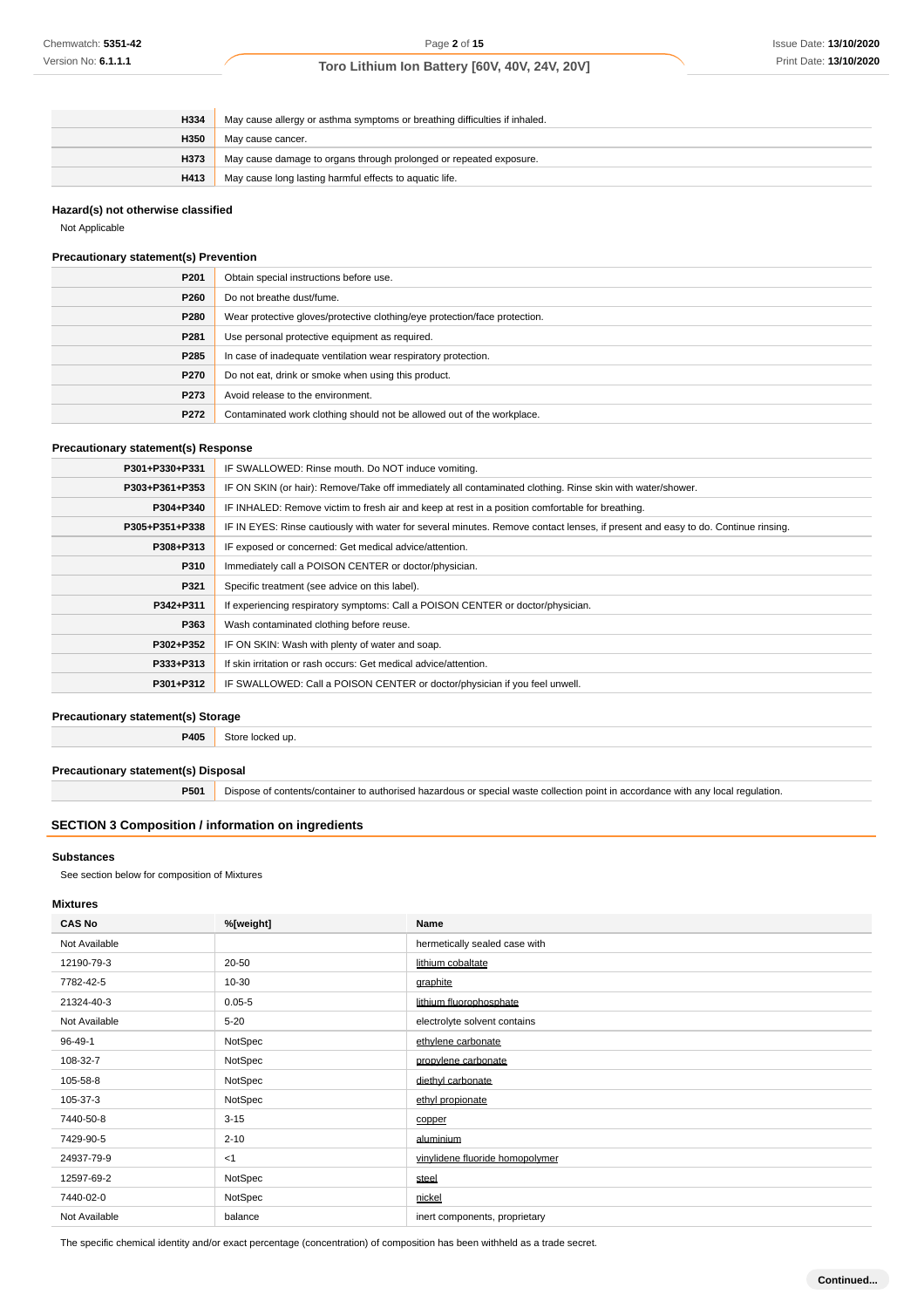| | |
|---|---|
| **H334** | May cause allergy or asthma symptoms or breathing difficulties if inhaled. |
| **H350** | May cause cancer. |
| **H373** | May cause damage to organs through prolonged or repeated exposure. |
| **H413** | May cause long lasting harmful effects to aquatic life. |

### Hazard(s) not otherwise classified

Not Applicable

### Precautionary statement(s) Prevention

| | |
|---|---|
| **P201** | Obtain special instructions before use. |
| **P260** | Do not breathe dust/fume. |
| **P280** | Wear protective gloves/protective clothing/eye protection/face protection. |
| **P281** | Use personal protective equipment as required. |
| **P285** | In case of inadequate ventilation wear respiratory protection. |
| **P270** | Do not eat, drink or smoke when using this product. |
| **P273** | Avoid release to the environment. |
| **P272** | Contaminated work clothing should not be allowed out of the workplace. |

### Precautionary statement(s) Response

| | |
|---|---|
| **P301+P330+P331** | IF SWALLOWED: Rinse mouth. Do NOT induce vomiting. |
| **P303+P361+P353** | IF ON SKIN (or hair): Remove/Take off immediately all contaminated clothing. Rinse skin with water/shower. |
| **P304+P340** | IF INHALED: Remove victim to fresh air and keep at rest in a position comfortable for breathing. |
| **P305+P351+P338** | IF IN EYES: Rinse cautiously with water for several minutes. Remove contact lenses, if present and easy to do. Continue rinsing. |
| **P308+P313** | IF exposed or concerned: Get medical advice/attention. |
| **P310** | Immediately call a POISON CENTER or doctor/physician. |
| **P321** | Specific treatment (see advice on this label). |
| **P342+P311** | If experiencing respiratory symptoms: Call a POISON CENTER or doctor/physician. |
| **P363** | Wash contaminated clothing before reuse. |
| **P302+P352** | IF ON SKIN: Wash with plenty of water and soap. |
| **P333+P313** | If skin irritation or rash occurs: Get medical advice/attention. |
| **P301+P312** | IF SWALLOWED: Call a POISON CENTER or doctor/physician if you feel unwell. |

### Precautionary statement(s) Storage

| | |
|---|---|
| **P405** | Store locked up. |

### Precautionary statement(s) Disposal

| | |
|---|---|
| **P501** | Dispose of contents/container to authorised hazardous or special waste collection point in accordance with any local regulation. |

## SECTION 3 Composition / information on ingredients

### Substances

See section below for composition of Mixtures

### Mixtures

| CAS No | %[weight] | Name |
|---|---|---|
| Not Available | | hermetically sealed case with |
| 12190-79-3 | 20-50 | lithium cobaltate |
| 7782-42-5 | 10-30 | graphite |
| 21324-40-3 | 0.05-5 | lithium fluorophosphate |
| Not Available | 5-20 | electrolyte solvent contains |
| 96-49-1 | NotSpec | ethylene carbonate |
| 108-32-7 | NotSpec | propylene carbonate |
| 105-58-8 | NotSpec | diethyl carbonate |
| 105-37-3 | NotSpec | ethyl propionate |
| 7440-50-8 | 3-15 | copper |
| 7429-90-5 | 2-10 | aluminium |
| 24937-79-9 | <1 | vinylidene fluoride homopolymer |
| 12597-69-2 | NotSpec | steel |
| 7440-02-0 | NotSpec | nickel |
| Not Available | balance | inert components, proprietary |

The specific chemical identity and/or exact percentage (concentration) of composition has been withheld as a trade secret.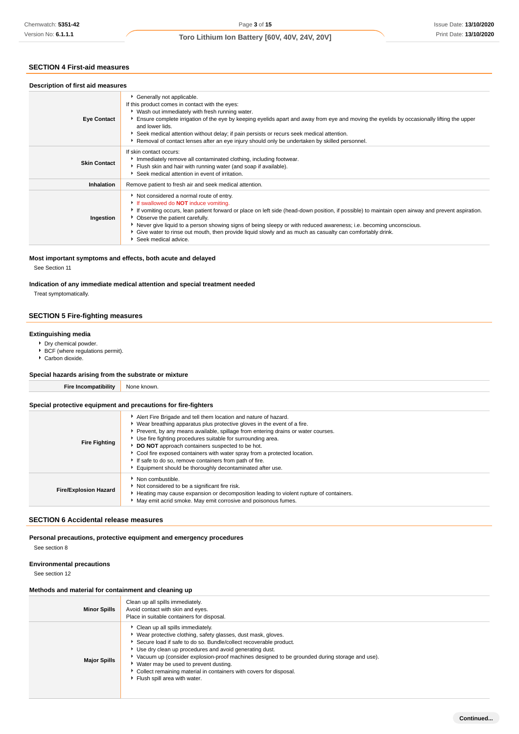## SECTION 4 First-aid measures

### Description of first aid measures

| | |
|---|---|
| **Eye Contact** | ‣ Generally not applicable.<br>If this product comes in contact with the eyes:<br>‣ Wash out immediately with fresh running water.<br>‣ Ensure complete irrigation of the eye by keeping eyelids apart and away from eye and moving the eyelids by occasionally lifting the upper and lower lids.<br>‣ Seek medical attention without delay; if pain persists or recurs seek medical attention.<br>‣ Removal of contact lenses after an eye injury should only be undertaken by skilled personnel. |
| **Skin Contact** | If skin contact occurs:<br>‣ Immediately remove all contaminated clothing, including footwear.<br>‣ Flush skin and hair with running water (and soap if available).<br>‣ Seek medical attention in event of irritation. |
| **Inhalation** | Remove patient to fresh air and seek medical attention. |
| **Ingestion** | ‣ Not considered a normal route of entry.<br>‣ If swallowed do **NOT** induce vomiting.<br>‣ If vomiting occurs, lean patient forward or place on left side (head-down position, if possible) to maintain open airway and prevent aspiration.<br>‣ Observe the patient carefully.<br>‣ Never give liquid to a person showing signs of being sleepy or with reduced awareness; i.e. becoming unconscious.<br>‣ Give water to rinse out mouth, then provide liquid slowly and as much as casualty can comfortably drink.<br>‣ Seek medical advice. |

### Most important symptoms and effects, both acute and delayed

See Section 11

### Indication of any immediate medical attention and special treatment needed

Treat symptomatically.

## SECTION 5 Fire-fighting measures

### Extinguishing media

- Dry chemical powder.
- BCF (where regulations permit).
- Carbon dioxide.

### Special hazards arising from the substrate or mixture

| | |
|---|---|
| **Fire Incompatibility** | None known. |

### Special protective equipment and precautions for fire-fighters

| | |
|---|---|
| **Fire Fighting** | ‣ Alert Fire Brigade and tell them location and nature of hazard.<br>‣ Wear breathing apparatus plus protective gloves in the event of a fire.<br>‣ Prevent, by any means available, spillage from entering drains or water courses.<br>‣ Use fire fighting procedures suitable for surrounding area.<br>‣ **DO NOT** approach containers suspected to be hot.<br>‣ Cool fire exposed containers with water spray from a protected location.<br>‣ If safe to do so, remove containers from path of fire.<br>‣ Equipment should be thoroughly decontaminated after use. |
| **Fire/Explosion Hazard** | ‣ Non combustible.<br>‣ Not considered to be a significant fire risk.<br>‣ Heating may cause expansion or decomposition leading to violent rupture of containers.<br>‣ May emit acrid smoke. May emit corrosive and poisonous fumes. |

## SECTION 6 Accidental release measures

### Personal precautions, protective equipment and emergency procedures

See section 8

### Environmental precautions

See section 12

### Methods and material for containment and cleaning up

| | |
|---|---|
| **Minor Spills** | Clean up all spills immediately.<br>Avoid contact with skin and eyes.<br>Place in suitable containers for disposal. |
| **Major Spills** | ‣ Clean up all spills immediately.<br>‣ Wear protective clothing, safety glasses, dust mask, gloves.<br>‣ Secure load if safe to do so. Bundle/collect recoverable product.<br>‣ Use dry clean up procedures and avoid generating dust.<br>‣ Vacuum up (consider explosion-proof machines designed to be grounded during storage and use).<br>‣ Water may be used to prevent dusting.<br>‣ Collect remaining material in containers with covers for disposal.<br>‣ Flush spill area with water. |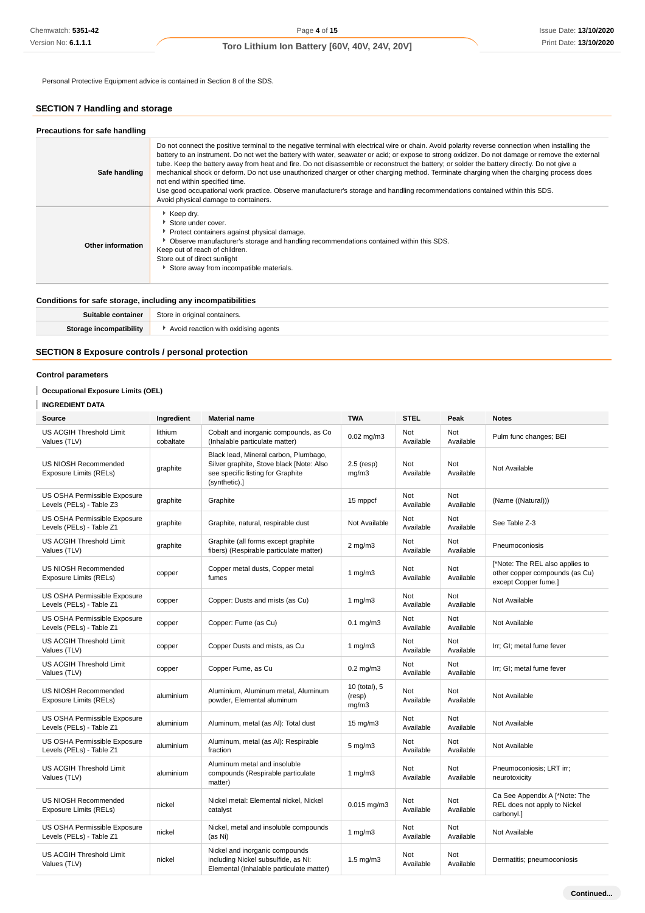Personal Protective Equipment advice is contained in Section 8 of the SDS.

## SECTION 7 Handling and storage

### Precautions for safe handling

| | |
|---|---|
| **Safe handling** | Do not connect the positive terminal to the negative terminal with electrical wire or chain. Avoid polarity reverse connection when installing the battery to an instrument. Do not wet the battery with water, seawater or acid; or expose to strong oxidizer. Do not damage or remove the external tube. Keep the battery away from heat and fire. Do not disassemble or reconstruct the battery; or solder the battery directly. Do not give a mechanical shock or deform. Do not use unauthorized charger or other charging method. Terminate charging when the charging process does not end within specified time.<br>Use good occupational work practice. Observe manufacturer's storage and handling recommendations contained within this SDS.<br>Avoid physical damage to containers. |
| **Other information** | ▸ Keep dry.<br>▸ Store under cover.<br>▸ Protect containers against physical damage.<br>▸ Observe manufacturer's storage and handling recommendations contained within this SDS.<br>Keep out of reach of children.<br>Store out of direct sunlight<br>▸ Store away from incompatible materials. |

### Conditions for safe storage, including any incompatibilities

| | |
|---|---|
| **Suitable container** | Store in original containers. |
| **Storage incompatibility** | ▸ Avoid reaction with oxidising agents |

## SECTION 8 Exposure controls / personal protection

### Control parameters

**Occupational Exposure Limits (OEL)**

**INGREDIENT DATA**

| Source | Ingredient | Material name | TWA | STEL | Peak | Notes |
|---|---|---|---|---|---|---|
| US ACGIH Threshold Limit Values (TLV) | lithium cobaltate | Cobalt and inorganic compounds, as Co (Inhalable particulate matter) | 0.02 mg/m3 | Not Available | Not Available | Pulm func changes; BEI |
| US NIOSH Recommended Exposure Limits (RELs) | graphite | Black lead, Mineral carbon, Plumbago, Silver graphite, Stove black [Note: Also see specific listing for Graphite (synthetic).] | 2.5 (resp) mg/m3 | Not Available | Not Available | Not Available |
| US OSHA Permissible Exposure Levels (PELs) - Table Z3 | graphite | Graphite | 15 mppcf | Not Available | Not Available | (Name ((Natural))) |
| US OSHA Permissible Exposure Levels (PELs) - Table Z1 | graphite | Graphite, natural, respirable dust | Not Available | Not Available | Not Available | See Table Z-3 |
| US ACGIH Threshold Limit Values (TLV) | graphite | Graphite (all forms except graphite fibers) (Respirable particulate matter) | 2 mg/m3 | Not Available | Not Available | Pneumoconiosis |
| US NIOSH Recommended Exposure Limits (RELs) | copper | Copper metal dusts, Copper metal fumes | 1 mg/m3 | Not Available | Not Available | [*Note: The REL also applies to other copper compounds (as Cu) except Copper fume.] |
| US OSHA Permissible Exposure Levels (PELs) - Table Z1 | copper | Copper: Dusts and mists (as Cu) | 1 mg/m3 | Not Available | Not Available | Not Available |
| US OSHA Permissible Exposure Levels (PELs) - Table Z1 | copper | Copper: Fume (as Cu) | 0.1 mg/m3 | Not Available | Not Available | Not Available |
| US ACGIH Threshold Limit Values (TLV) | copper | Copper Dusts and mists, as Cu | 1 mg/m3 | Not Available | Not Available | Irr; GI; metal fume fever |
| US ACGIH Threshold Limit Values (TLV) | copper | Copper Fume, as Cu | 0.2 mg/m3 | Not Available | Not Available | Irr; GI; metal fume fever |
| US NIOSH Recommended Exposure Limits (RELs) | aluminium | Aluminium, Aluminum metal, Aluminum powder, Elemental aluminum | 10 (total), 5 (resp) mg/m3 | Not Available | Not Available | Not Available |
| US OSHA Permissible Exposure Levels (PELs) - Table Z1 | aluminium | Aluminum, metal (as Al): Total dust | 15 mg/m3 | Not Available | Not Available | Not Available |
| US OSHA Permissible Exposure Levels (PELs) - Table Z1 | aluminium | Aluminum, metal (as Al): Respirable fraction | 5 mg/m3 | Not Available | Not Available | Not Available |
| US ACGIH Threshold Limit Values (TLV) | aluminium | Aluminum metal and insoluble compounds (Respirable particulate matter) | 1 mg/m3 | Not Available | Not Available | Pneumoconiosis; LRT irr; neurotoxicity |
| US NIOSH Recommended Exposure Limits (RELs) | nickel | Nickel metal: Elemental nickel, Nickel catalyst | 0.015 mg/m3 | Not Available | Not Available | Ca See Appendix A [*Note: The REL does not apply to Nickel carbonyl.] |
| US OSHA Permissible Exposure Levels (PELs) - Table Z1 | nickel | Nickel, metal and insoluble compounds (as Ni) | 1 mg/m3 | Not Available | Not Available | Not Available |
| US ACGIH Threshold Limit Values (TLV) | nickel | Nickel and inorganic compounds including Nickel subsulfide, as Ni: Elemental (Inhalable particulate matter) | 1.5 mg/m3 | Not Available | Not Available | Dermatitis; pneumoconiosis |

Continued...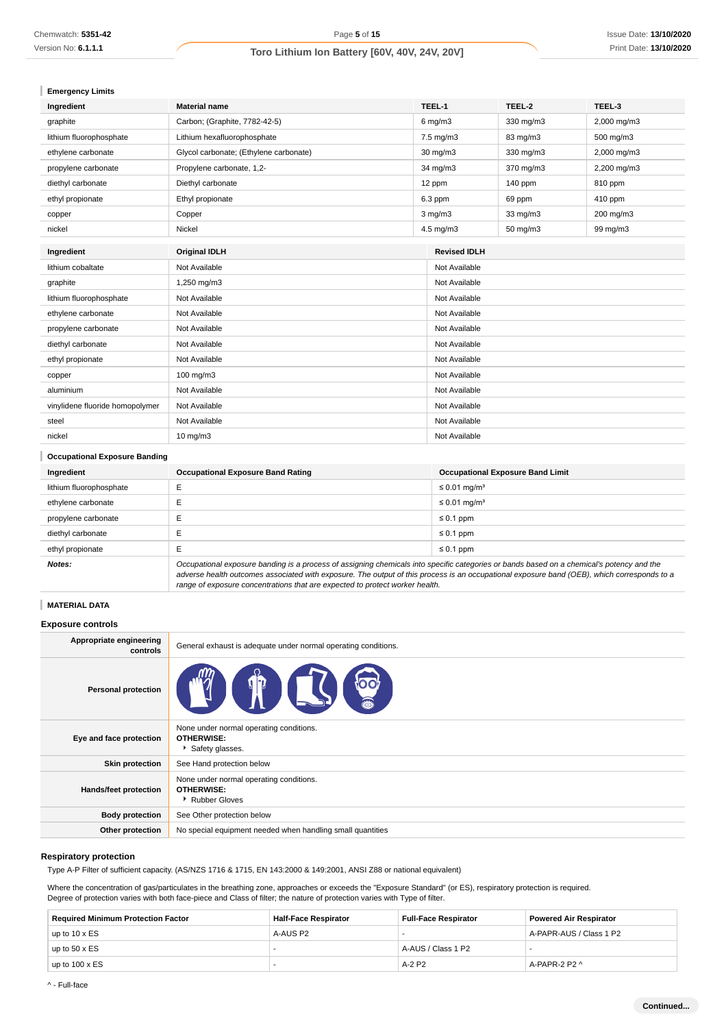### Emergency Limits

| Ingredient | Material name | TEEL-1 | TEEL-2 | TEEL-3 |
|---|---|---|---|---|
| graphite | Carbon; (Graphite, 7782-42-5) | 6 mg/m3 | 330 mg/m3 | 2,000 mg/m3 |
| lithium fluorophosphate | Lithium hexafluorophosphate | 7.5 mg/m3 | 83 mg/m3 | 500 mg/m3 |
| ethylene carbonate | Glycol carbonate; (Ethylene carbonate) | 30 mg/m3 | 330 mg/m3 | 2,000 mg/m3 |
| propylene carbonate | Propylene carbonate, 1,2- | 34 mg/m3 | 370 mg/m3 | 2,200 mg/m3 |
| diethyl carbonate | Diethyl carbonate | 12 ppm | 140 ppm | 810 ppm |
| ethyl propionate | Ethyl propionate | 6.3 ppm | 69 ppm | 410 ppm |
| copper | Copper | 3 mg/m3 | 33 mg/m3 | 200 mg/m3 |
| nickel | Nickel | 4.5 mg/m3 | 50 mg/m3 | 99 mg/m3 |

| Ingredient | Original IDLH | Revised IDLH |
|---|---|---|
| lithium cobaltate | Not Available | Not Available |
| graphite | 1,250 mg/m3 | Not Available |
| lithium fluorophosphate | Not Available | Not Available |
| ethylene carbonate | Not Available | Not Available |
| propylene carbonate | Not Available | Not Available |
| diethyl carbonate | Not Available | Not Available |
| ethyl propionate | Not Available | Not Available |
| copper | 100 mg/m3 | Not Available |
| aluminium | Not Available | Not Available |
| vinylidene fluoride homopolymer | Not Available | Not Available |
| steel | Not Available | Not Available |
| nickel | 10 mg/m3 | Not Available |

### Occupational Exposure Banding

| Ingredient | Occupational Exposure Band Rating | Occupational Exposure Band Limit |
|---|---|---|
| lithium fluorophosphate | E | ≤ 0.01 mg/m³ |
| ethylene carbonate | E | ≤ 0.01 mg/m³ |
| propylene carbonate | E | ≤ 0.1 ppm |
| diethyl carbonate | E | ≤ 0.1 ppm |
| ethyl propionate | E | ≤ 0.1 ppm |
| ***Notes:*** | *Occupational exposure banding is a process of assigning chemicals into specific categories or bands based on a chemical's potency and the adverse health outcomes associated with exposure. The output of this process is an occupational exposure band (OEB), which corresponds to a range of exposure concentrations that are expected to protect worker health.* | |

### MATERIAL DATA

## Exposure controls

| | |
|---|---|
| **Appropriate engineering controls** | General exhaust is adequate under normal operating conditions. |
| **Personal protection** | |
| **Eye and face protection** | None under normal operating conditions.<br>**OTHERWISE:**<br>▸ Safety glasses. |
| **Skin protection** | See Hand protection below |
| **Hands/feet protection** | None under normal operating conditions.<br>**OTHERWISE:**<br>▸ Rubber Gloves |
| **Body protection** | See Other protection below |
| **Other protection** | No special equipment needed when handling small quantities |

## Respiratory protection

Type A-P Filter of sufficient capacity. (AS/NZS 1716 & 1715, EN 143:2000 & 149:2001, ANSI Z88 or national equivalent)

Where the concentration of gas/particulates in the breathing zone, approaches or exceeds the "Exposure Standard" (or ES), respiratory protection is required.
Degree of protection varies with both face-piece and Class of filter; the nature of protection varies with Type of filter.

| Required Minimum Protection Factor | Half-Face Respirator | Full-Face Respirator | Powered Air Respirator |
|---|---|---|---|
| up to 10 x ES | A-AUS P2 | - | A-PAPR-AUS / Class 1 P2 |
| up to 50 x ES | - | A-AUS / Class 1 P2 | - |
| up to 100 x ES | - | A-2 P2 | A-PAPR-2 P2 ^ |

^ - Full-face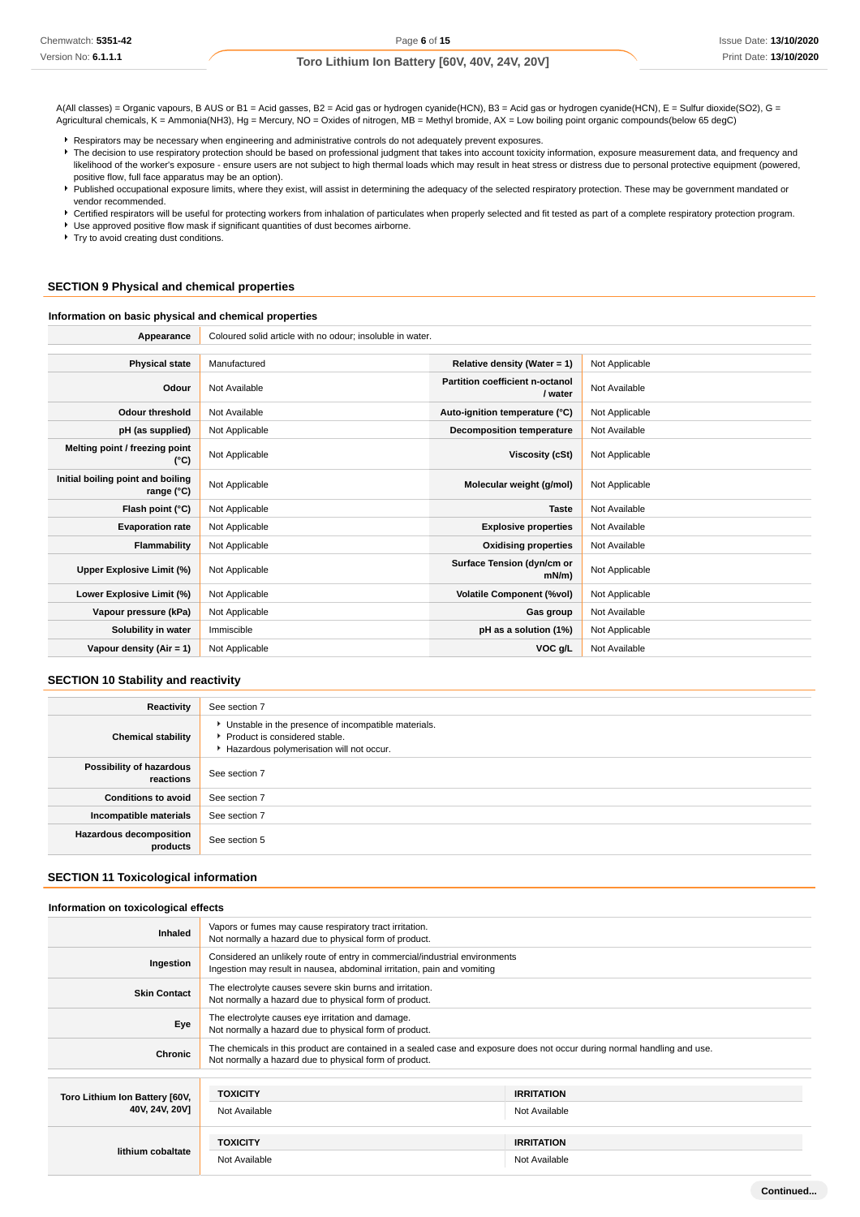A(All classes) = Organic vapours, B AUS or B1 = Acid gasses, B2 = Acid gas or hydrogen cyanide(HCN), B3 = Acid gas or hydrogen cyanide(HCN), E = Sulfur dioxide(SO2), G = Agricultural chemicals, K = Ammonia(NH3), Hg = Mercury, NO = Oxides of nitrogen, MB = Methyl bromide, AX = Low boiling point organic compounds(below 65 degC)

- Respirators may be necessary when engineering and administrative controls do not adequately prevent exposures.
- The decision to use respiratory protection should be based on professional judgment that takes into account toxicity information, exposure measurement data, and frequency and likelihood of the worker's exposure - ensure users are not subject to high thermal loads which may result in heat stress or distress due to personal protective equipment (powered, positive flow, full face apparatus may be an option).
- Published occupational exposure limits, where they exist, will assist in determining the adequacy of the selected respiratory protection. These may be government mandated or vendor recommended.
- Certified respirators will be useful for protecting workers from inhalation of particulates when properly selected and fit tested as part of a complete respiratory protection program.
- Use approved positive flow mask if significant quantities of dust becomes airborne.
- Try to avoid creating dust conditions.

## SECTION 9 Physical and chemical properties

### Information on basic physical and chemical properties

| Appearance | Coloured solid article with no odour; insoluble in water. |
|---|---|

| | | | |
|---|---|---|---|
| **Physical state** | Manufactured | **Relative density (Water = 1)** | Not Applicable |
| **Odour** | Not Available | **Partition coefficient n-octanol / water** | Not Available |
| **Odour threshold** | Not Available | **Auto-ignition temperature (°C)** | Not Applicable |
| **pH (as supplied)** | Not Applicable | **Decomposition temperature** | Not Available |
| **Melting point / freezing point (°C)** | Not Applicable | **Viscosity (cSt)** | Not Applicable |
| **Initial boiling point and boiling range (°C)** | Not Applicable | **Molecular weight (g/mol)** | Not Applicable |
| **Flash point (°C)** | Not Applicable | **Taste** | Not Available |
| **Evaporation rate** | Not Applicable | **Explosive properties** | Not Available |
| **Flammability** | Not Applicable | **Oxidising properties** | Not Available |
| **Upper Explosive Limit (%)** | Not Applicable | **Surface Tension (dyn/cm or mN/m)** | Not Applicable |
| **Lower Explosive Limit (%)** | Not Applicable | **Volatile Component (%vol)** | Not Applicable |
| **Vapour pressure (kPa)** | Not Applicable | **Gas group** | Not Available |
| **Solubility in water** | Immiscible | **pH as a solution (1%)** | Not Applicable |
| **Vapour density (Air = 1)** | Not Applicable | **VOC g/L** | Not Available |

## SECTION 10 Stability and reactivity

| | |
|---|---|
| **Reactivity** | See section 7 |
| **Chemical stability** | Unstable in the presence of incompatible materials.<br>Product is considered stable.<br>Hazardous polymerisation will not occur. |
| **Possibility of hazardous reactions** | See section 7 |
| **Conditions to avoid** | See section 7 |
| **Incompatible materials** | See section 7 |
| **Hazardous decomposition products** | See section 5 |

## SECTION 11 Toxicological information

### Information on toxicological effects

| | |
|---|---|
| **Inhaled** | Vapors or fumes may cause respiratory tract irritation.<br>Not normally a hazard due to physical form of product. |
| **Ingestion** | Considered an unlikely route of entry in commercial/industrial environments<br>Ingestion may result in nausea, abdominal irritation, pain and vomiting |
| **Skin Contact** | The electrolyte causes severe skin burns and irritation.<br>Not normally a hazard due to physical form of product. |
| **Eye** | The electrolyte causes eye irritation and damage.<br>Not normally a hazard due to physical form of product. |
| **Chronic** | The chemicals in this product are contained in a sealed case and exposure does not occur during normal handling and use.<br>Not normally a hazard due to physical form of product. |

| | TOXICITY | IRRITATION |
|---|---|---|
| **Toro Lithium Ion Battery [60V, 40V, 24V, 20V]** | Not Available | Not Available |

| | TOXICITY | IRRITATION |
|---|---|---|
| **lithium cobaltate** | Not Available | Not Available |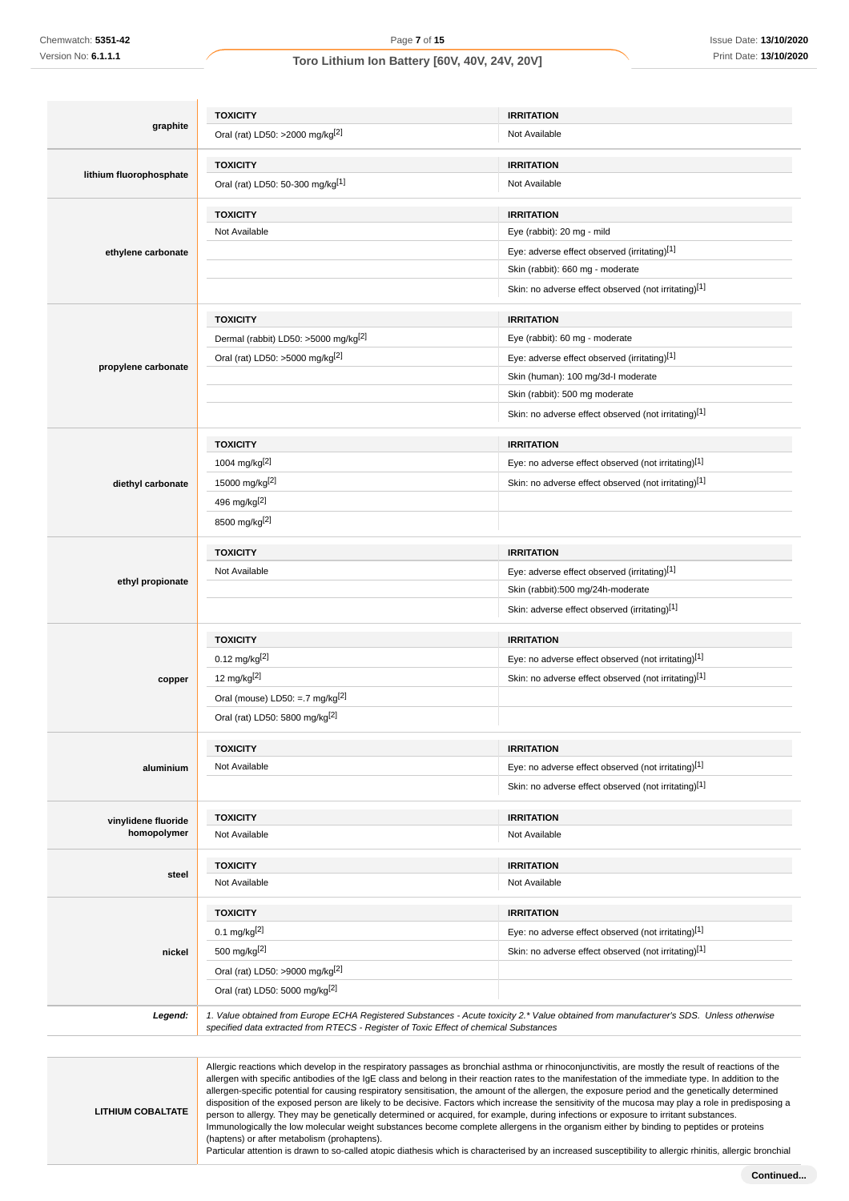| | TOXICITY | IRRITATION |
|---|---|---|
| **graphite** | Oral (rat) LD50: >2000 mg/kg[2] | Not Available |
| **lithium fluorophosphate** | Oral (rat) LD50: 50-300 mg/kg[1] | Not Available |
| **ethylene carbonate** | Not Available | Eye (rabbit): 20 mg - mild |
| | | Eye: adverse effect observed (irritating)[1] |
| | | Skin (rabbit): 660 mg - moderate |
| | | Skin: no adverse effect observed (not irritating)[1] |
| **propylene carbonate** | Dermal (rabbit) LD50: >5000 mg/kg[2] | Eye (rabbit): 60 mg - moderate |
| | Oral (rat) LD50: >5000 mg/kg[2] | Eye: adverse effect observed (irritating)[1] |
| | | Skin (human): 100 mg/3d-I moderate |
| | | Skin (rabbit): 500 mg moderate |
| | | Skin: no adverse effect observed (not irritating)[1] |
| **diethyl carbonate** | 1004 mg/kg[2] | Eye: no adverse effect observed (not irritating)[1] |
| | 15000 mg/kg[2] | Skin: no adverse effect observed (not irritating)[1] |
| | 496 mg/kg[2] | |
| | 8500 mg/kg[2] | |
| **ethyl propionate** | Not Available | Eye: adverse effect observed (irritating)[1] |
| | | Skin (rabbit):500 mg/24h-moderate |
| | | Skin: adverse effect observed (irritating)[1] |
| **copper** | 0.12 mg/kg[2] | Eye: no adverse effect observed (not irritating)[1] |
| | 12 mg/kg[2] | Skin: no adverse effect observed (not irritating)[1] |
| | Oral (mouse) LD50: =.7 mg/kg[2] | |
| | Oral (rat) LD50: 5800 mg/kg[2] | |
| **aluminium** | Not Available | Eye: no adverse effect observed (not irritating)[1] |
| | | Skin: no adverse effect observed (not irritating)[1] |
| **vinylidene fluoride homopolymer** | Not Available | Not Available |
| **steel** | Not Available | Not Available |
| **nickel** | 0.1 mg/kg[2] | Eye: no adverse effect observed (not irritating)[1] |
| | 500 mg/kg[2] | Skin: no adverse effect observed (not irritating)[1] |
| | Oral (rat) LD50: >9000 mg/kg[2] | |
| | Oral (rat) LD50: 5000 mg/kg[2] | |

| | |
|---|---|
| ***Legend:*** | *1. Value obtained from Europe ECHA Registered Substances - Acute toxicity 2.\* Value obtained from manufacturer's SDS. Unless otherwise specified data extracted from RTECS - Register of Toxic Effect of chemical Substances* |

| | |
|---|---|
| **LITHIUM COBALTATE** | Allergic reactions which develop in the respiratory passages as bronchial asthma or rhinoconjunctivitis, are mostly the result of reactions of the allergen with specific antibodies of the IgE class and belong in their reaction rates to the manifestation of the immediate type. In addition to the allergen-specific potential for causing respiratory sensitisation, the amount of the allergen, the exposure period and the genetically determined disposition of the exposed person are likely to be decisive. Factors which increase the sensitivity of the mucosa may play a role in predisposing a person to allergy. They may be genetically determined or acquired, for example, during infections or exposure to irritant substances. Immunologically the low molecular weight substances become complete allergens in the organism either by binding to peptides or proteins (haptens) or after metabolism (prohaptens).<br>Particular attention is drawn to so-called atopic diathesis which is characterised by an increased susceptibility to allergic rhinitis, allergic bronchial |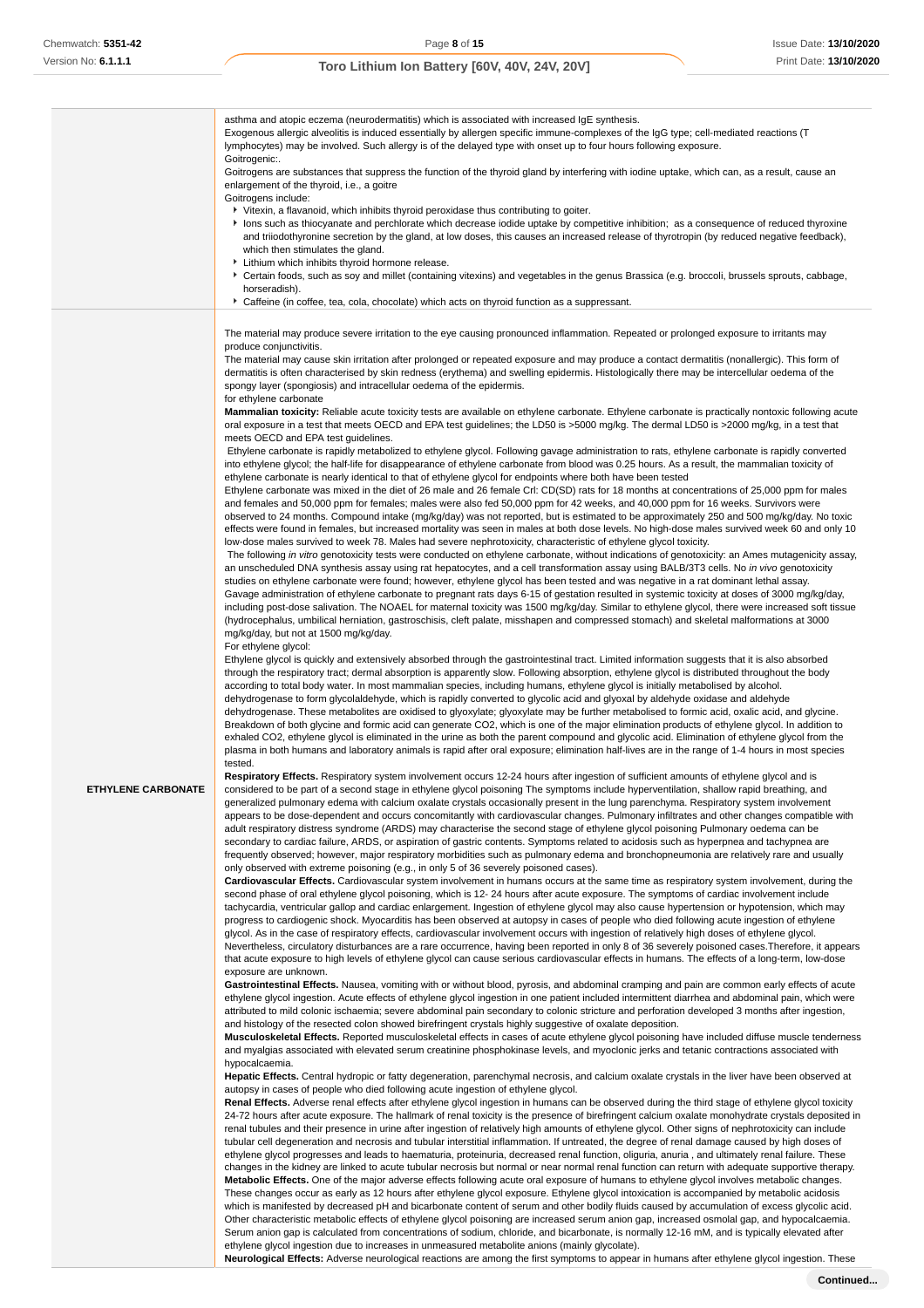| | |
|---|---|
| | asthma and atopic eczema (neurodermatitis) which is associated with increased IgE synthesis.<br>Exogenous allergic alveolitis is induced essentially by allergen specific immune-complexes of the IgG type; cell-mediated reactions (T lymphocytes) may be involved. Such allergy is of the delayed type with onset up to four hours following exposure.<br>Goitrogenic:.<br>Goitrogens are substances that suppress the function of the thyroid gland by interfering with iodine uptake, which can, as a result, cause an enlargement of the thyroid, i.e., a goitre<br>Goitrogens include:<br>▸ Vitexin, a flavanoid, which inhibits thyroid peroxidase thus contributing to goiter.<br>▸ Ions such as thiocyanate and perchlorate which decrease iodide uptake by competitive inhibition; as a consequence of reduced thyroxine and triiodothyronine secretion by the gland, at low doses, this causes an increased release of thyrotropin (by reduced negative feedback), which then stimulates the gland.<br>▸ Lithium which inhibits thyroid hormone release.<br>▸ Certain foods, such as soy and millet (containing vitexins) and vegetables in the genus Brassica (e.g. broccoli, brussels sprouts, cabbage, horseradish).<br>▸ Caffeine (in coffee, tea, cola, chocolate) which acts on thyroid function as a suppressant. |
| **ETHYLENE CARBONATE** | The material may produce severe irritation to the eye causing pronounced inflammation. Repeated or prolonged exposure to irritants may produce conjunctivitis.<br>The material may cause skin irritation after prolonged or repeated exposure and may produce a contact dermatitis (nonallergic). This form of dermatitis is often characterised by skin redness (erythema) and swelling epidermis. Histologically there may be intercellular oedema of the spongy layer (spongiosis) and intracellular oedema of the epidermis.<br>for ethylene carbonate<br>**Mammalian toxicity:** Reliable acute toxicity tests are available on ethylene carbonate. Ethylene carbonate is practically nontoxic following acute oral exposure in a test that meets OECD and EPA test guidelines; the LD50 is >5000 mg/kg. The dermal LD50 is >2000 mg/kg, in a test that meets OECD and EPA test guidelines.<br>Ethylene carbonate is rapidly metabolized to ethylene glycol. Following gavage administration to rats, ethylene carbonate is rapidly converted into ethylene glycol; the half-life for disappearance of ethylene carbonate from blood was 0.25 hours. As a result, the mammalian toxicity of ethylene carbonate is nearly identical to that of ethylene glycol for endpoints where both have been tested<br>Ethylene carbonate was mixed in the diet of 26 male and 26 female Crl: CD(SD) rats for 18 months at concentrations of 25,000 ppm for males and females and 50,000 ppm for females; males were also fed 50,000 ppm for 42 weeks, and 40,000 ppm for 16 weeks. Survivors were observed to 24 months. Compound intake (mg/kg/day) was not reported, but is estimated to be approximately 250 and 500 mg/kg/day. No toxic effects were found in females, but increased mortality was seen in males at both dose levels. No high-dose males survived week 60 and only 10 low-dose males survived to week 78. Males had severe nephrotoxicity, characteristic of ethylene glycol toxicity.<br>The following *in vitro* genotoxicity tests were conducted on ethylene carbonate, without indications of genotoxicity: an Ames mutagenicity assay, an unscheduled DNA synthesis assay using rat hepatocytes, and a cell transformation assay using BALB/3T3 cells. No *in vivo* genotoxicity studies on ethylene carbonate were found; however, ethylene glycol has been tested and was negative in a rat dominant lethal assay.<br>Gavage administration of ethylene carbonate to pregnant rats days 6-15 of gestation resulted in systemic toxicity at doses of 3000 mg/kg/day, including post-dose salivation. The NOAEL for maternal toxicity was 1500 mg/kg/day. Similar to ethylene glycol, there were increased soft tissue (hydrocephalus, umbilical herniation, gastroschisis, cleft palate, misshapen and compressed stomach) and skeletal malformations at 3000 mg/kg/day, but not at 1500 mg/kg/day.<br>For ethylene glycol:<br>Ethylene glycol is quickly and extensively absorbed through the gastrointestinal tract. Limited information suggests that it is also absorbed through the respiratory tract; dermal absorption is apparently slow. Following absorption, ethylene glycol is distributed throughout the body according to total body water. In most mammalian species, including humans, ethylene glycol is initially metabolised by alcohol. dehydrogenase to form glycolaldehyde, which is rapidly converted to glycolic acid and glyoxal by aldehyde oxidase and aldehyde dehydrogenase. These metabolites are oxidised to glyoxylate; glyoxylate may be further metabolised to formic acid, oxalic acid, and glycine. Breakdown of both glycine and formic acid can generate CO2, which is one of the major elimination products of ethylene glycol. In addition to exhaled CO2, ethylene glycol is eliminated in the urine as both the parent compound and glycolic acid. Elimination of ethylene glycol from the plasma in both humans and laboratory animals is rapid after oral exposure; elimination half-lives are in the range of 1-4 hours in most species tested.<br>**Respiratory Effects.** Respiratory system involvement occurs 12-24 hours after ingestion of sufficient amounts of ethylene glycol and is considered to be part of a second stage in ethylene glycol poisoning The symptoms include hyperventilation, shallow rapid breathing, and generalized pulmonary edema with calcium oxalate crystals occasionally present in the lung parenchyma. Respiratory system involvement appears to be dose-dependent and occurs concomitantly with cardiovascular changes. Pulmonary infiltrates and other changes compatible with adult respiratory distress syndrome (ARDS) may characterise the second stage of ethylene glycol poisoning Pulmonary oedema can be secondary to cardiac failure, ARDS, or aspiration of gastric contents. Symptoms related to acidosis such as hyperpnea and tachypnea are frequently observed; however, major respiratory morbidities such as pulmonary edema and bronchopneumonia are relatively rare and usually only observed with extreme poisoning (e.g., in only 5 of 36 severely poisoned cases).<br>**Cardiovascular Effects.** Cardiovascular system involvement in humans occurs at the same time as respiratory system involvement, during the second phase of oral ethylene glycol poisoning, which is 12- 24 hours after acute exposure. The symptoms of cardiac involvement include tachycardia, ventricular gallop and cardiac enlargement. Ingestion of ethylene glycol may also cause hypertension or hypotension, which may progress to cardiogenic shock. Myocarditis has been observed at autopsy in cases of people who died following acute ingestion of ethylene glycol. As in the case of respiratory effects, cardiovascular involvement occurs with ingestion of relatively high doses of ethylene glycol. Nevertheless, circulatory disturbances are a rare occurrence, having been reported in only 8 of 36 severely poisoned cases.Therefore, it appears that acute exposure to high levels of ethylene glycol can cause serious cardiovascular effects in humans. The effects of a long-term, low-dose exposure are unknown.<br>**Gastrointestinal Effects.** Nausea, vomiting with or without blood, pyrosis, and abdominal cramping and pain are common early effects of acute ethylene glycol ingestion. Acute effects of ethylene glycol ingestion in one patient included intermittent diarrhea and abdominal pain, which were attributed to mild colonic ischaemia; severe abdominal pain secondary to colonic stricture and perforation developed 3 months after ingestion, and histology of the resected colon showed birefringent crystals highly suggestive of oxalate deposition.<br>**Musculoskeletal Effects.** Reported musculoskeletal effects in cases of acute ethylene glycol poisoning have included diffuse muscle tenderness and myalgias associated with elevated serum creatinine phosphokinase levels, and myoclonic jerks and tetanic contractions associated with hypocalcaemia.<br>**Hepatic Effects.** Central hydropic or fatty degeneration, parenchymal necrosis, and calcium oxalate crystals in the liver have been observed at autopsy in cases of people who died following acute ingestion of ethylene glycol.<br>**Renal Effects.** Adverse renal effects after ethylene glycol ingestion in humans can be observed during the third stage of ethylene glycol toxicity 24-72 hours after acute exposure. The hallmark of renal toxicity is the presence of birefringent calcium oxalate monohydrate crystals deposited in renal tubules and their presence in urine after ingestion of relatively high amounts of ethylene glycol. Other signs of nephrotoxicity can include tubular cell degeneration and necrosis and tubular interstitial inflammation. If untreated, the degree of renal damage caused by high doses of ethylene glycol progresses and leads to haematuria, proteinuria, decreased renal function, oliguria, anuria , and ultimately renal failure. These changes in the kidney are linked to acute tubular necrosis but normal or near normal renal function can return with adequate supportive therapy.<br>**Metabolic Effects.** One of the major adverse effects following acute oral exposure of humans to ethylene glycol involves metabolic changes. These changes occur as early as 12 hours after ethylene glycol exposure. Ethylene glycol intoxication is accompanied by metabolic acidosis which is manifested by decreased pH and bicarbonate content of serum and other bodily fluids caused by accumulation of excess glycolic acid. Other characteristic metabolic effects of ethylene glycol poisoning are increased serum anion gap, increased osmolal gap, and hypocalcaemia. Serum anion gap is calculated from concentrations of sodium, chloride, and bicarbonate, is normally 12-16 mM, and is typically elevated after ethylene glycol ingestion due to increases in unmeasured metabolite anions (mainly glycolate).<br>**Neurological Effects:** Adverse neurological reactions are among the first symptoms to appear in humans after ethylene glycol ingestion. These |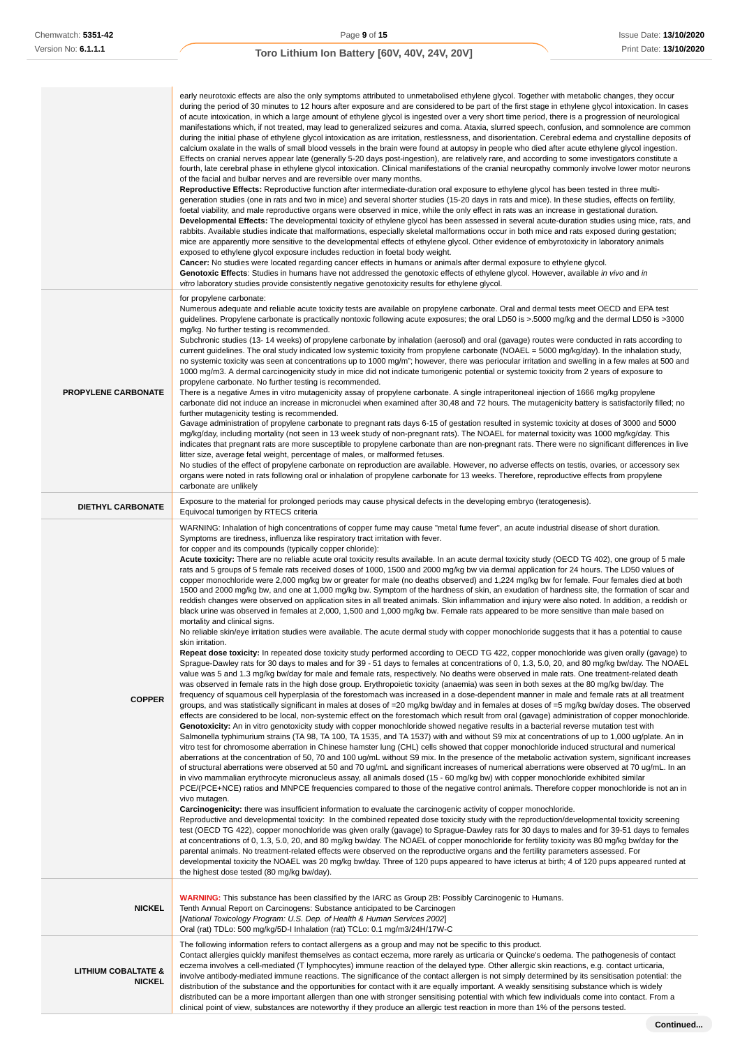| | |
|---|---|
| | early neurotoxic effects are also the only symptoms attributed to unmetabolised ethylene glycol. Together with metabolic changes, they occur during the period of 30 minutes to 12 hours after exposure and are considered to be part of the first stage in ethylene glycol intoxication. In cases of acute intoxication, in which a large amount of ethylene glycol is ingested over a very short time period, there is a progression of neurological manifestations which, if not treated, may lead to generalized seizures and coma. Ataxia, slurred speech, confusion, and somnolence are common during the initial phase of ethylene glycol intoxication as are irritation, restlessness, and disorientation. Cerebral edema and crystalline deposits of calcium oxalate in the walls of small blood vessels in the brain were found at autopsy in people who died after acute ethylene glycol ingestion. Effects on cranial nerves appear late (generally 5-20 days post-ingestion), are relatively rare, and according to some investigators constitute a fourth, late cerebral phase in ethylene glycol intoxication. Clinical manifestations of the cranial neuropathy commonly involve lower motor neurons of the facial and bulbar nerves and are reversible over many months.<br>**Reproductive Effects:** Reproductive function after intermediate-duration oral exposure to ethylene glycol has been tested in three multi-generation studies (one in rats and two in mice) and several shorter studies (15-20 days in rats and mice). In these studies, effects on fertility, foetal viability, and male reproductive organs were observed in mice, while the only effect in rats was an increase in gestational duration.<br>**Developmental Effects:** The developmental toxicity of ethylene glycol has been assessed in several acute-duration studies using mice, rats, and rabbits. Available studies indicate that malformations, especially skeletal malformations occur in both mice and rats exposed during gestation; mice are apparently more sensitive to the developmental effects of ethylene glycol. Other evidence of embryotoxicity in laboratory animals exposed to ethylene glycol exposure includes reduction in foetal body weight.<br>**Cancer:** No studies were located regarding cancer effects in humans or animals after dermal exposure to ethylene glycol.<br>**Genotoxic Effects**: Studies in humans have not addressed the genotoxic effects of ethylene glycol. However, available *in vivo* and *in vitro* laboratory studies provide consistently negative genotoxicity results for ethylene glycol. |
| **PROPYLENE CARBONATE** | for propylene carbonate:<br>Numerous adequate and reliable acute toxicity tests are available on propylene carbonate. Oral and dermal tests meet OECD and EPA test guidelines. Propylene carbonate is practically nontoxic following acute exposures; the oral LD50 is >.5000 mg/kg and the dermal LD50 is >3000 mg/kg. No further testing is recommended.<br>Subchronic studies (13- 14 weeks) of propylene carbonate by inhalation (aerosol) and oral (gavage) routes were conducted in rats according to current guidelines. The oral study indicated low systemic toxicity from propylene carbonate (NOAEL = 5000 mg/kg/day). In the inhalation study, no systemic toxicity was seen at concentrations up to 1000 mg/m"; however, there was periocular irritation and swelling in a few males at 500 and 1000 mg/m3. A dermal carcinogenicity study in mice did not indicate tumorigenic potential or systemic toxicity from 2 years of exposure to propylene carbonate. No further testing is recommended.<br>There is a negative Ames in vitro mutagenicity assay of propylene carbonate. A single intraperitoneal injection of 1666 mg/kg propylene carbonate did not induce an increase in micronuclei when examined after 30,48 and 72 hours. The mutagenicity battery is satisfactorily filled; no further mutagenicity testing is recommended.<br>Gavage administration of propylene carbonate to pregnant rats days 6-15 of gestation resulted in systemic toxicity at doses of 3000 and 5000 mg/kg/day, including mortality (not seen in 13 week study of non-pregnant rats). The NOAEL for maternal toxicity was 1000 mg/kg/day. This indicates that pregnant rats are more susceptible to propylene carbonate than are non-pregnant rats. There were no significant differences in live litter size, average fetal weight, percentage of males, or malformed fetuses.<br>No studies of the effect of propylene carbonate on reproduction are available. However, no adverse effects on testis, ovaries, or accessory sex organs were noted in rats following oral or inhalation of propylene carbonate for 13 weeks. Therefore, reproductive effects from propylene carbonate are unlikely |
| **DIETHYL CARBONATE** | Exposure to the material for prolonged periods may cause physical defects in the developing embryo (teratogenesis).<br>Equivocal tumorigen by RTECS criteria |
| **COPPER** | WARNING: Inhalation of high concentrations of copper fume may cause "metal fume fever", an acute industrial disease of short duration. Symptoms are tiredness, influenza like respiratory tract irritation with fever.<br>for copper and its compounds (typically copper chloride):<br>**Acute toxicity:** There are no reliable acute oral toxicity results available. In an acute dermal toxicity study (OECD TG 402), one group of 5 male rats and 5 groups of 5 female rats received doses of 1000, 1500 and 2000 mg/kg bw via dermal application for 24 hours. The LD50 values of copper monochloride were 2,000 mg/kg bw or greater for male (no deaths observed) and 1,224 mg/kg bw for female. Four females died at both 1500 and 2000 mg/kg bw, and one at 1,000 mg/kg bw. Symptom of the hardness of skin, an exudation of hardness site, the formation of scar and reddish changes were observed on application sites in all treated animals. Skin inflammation and injury were also noted. In addition, a reddish or black urine was observed in females at 2,000, 1,500 and 1,000 mg/kg bw. Female rats appeared to be more sensitive than male based on mortality and clinical signs.<br>No reliable skin/eye irritation studies were available. The acute dermal study with copper monochloride suggests that it has a potential to cause skin irritation.<br>**Repeat dose toxicity:** In repeated dose toxicity study performed according to OECD TG 422, copper monochloride was given orally (gavage) to Sprague-Dawley rats for 30 days to males and for 39 - 51 days to females at concentrations of 0, 1.3, 5.0, 20, and 80 mg/kg bw/day. The NOAEL value was 5 and 1.3 mg/kg bw/day for male and female rats, respectively. No deaths were observed in male rats. One treatment-related death was observed in female rats in the high dose group. Erythropoietic toxicity (anaemia) was seen in both sexes at the 80 mg/kg bw/day. The frequency of squamous cell hyperplasia of the forestomach was increased in a dose-dependent manner in male and female rats at all treatment groups, and was statistically significant in males at doses of =20 mg/kg bw/day and in females at doses of =5 mg/kg bw/day doses. The observed effects are considered to be local, non-systemic effect on the forestomach which result from oral (gavage) administration of copper monochloride.<br>**Genotoxicity:** An in vitro genotoxicity study with copper monochloride showed negative results in a bacterial reverse mutation test with Salmonella typhimurium strains (TA 98, TA 100, TA 1535, and TA 1537) with and without S9 mix at concentrations of up to 1,000 ug/plate. An in vitro test for chromosome aberration in Chinese hamster lung (CHL) cells showed that copper monochloride induced structural and numerical aberrations at the concentration of 50, 70 and 100 ug/mL without S9 mix. In the presence of the metabolic activation system, significant increases of structural aberrations were observed at 50 and 70 ug/mL and significant increases of numerical aberrations were observed at 70 ug/mL. In an in vivo mammalian erythrocyte micronucleus assay, all animals dosed (15 - 60 mg/kg bw) with copper monochloride exhibited similar PCE/(PCE+NCE) ratios and MNPCE frequencies compared to those of the negative control animals. Therefore copper monochloride is not an in vivo mutagen.<br>**Carcinogenicity:** there was insufficient information to evaluate the carcinogenic activity of copper monochloride.<br>Reproductive and developmental toxicity: In the combined repeated dose toxicity study with the reproduction/developmental toxicity screening test (OECD TG 422), copper monochloride was given orally (gavage) to Sprague-Dawley rats for 30 days to males and for 39-51 days to females at concentrations of 0, 1.3, 5.0, 20, and 80 mg/kg bw/day. The NOAEL of copper monochloride for fertility toxicity was 80 mg/kg bw/day for the parental animals. No treatment-related effects were observed on the reproductive organs and the fertility parameters assessed. For developmental toxicity the NOAEL was 20 mg/kg bw/day. Three of 120 pups appeared to have icterus at birth; 4 of 120 pups appeared runted at the highest dose tested (80 mg/kg bw/day). |
| **NICKEL** | **WARNING:** This substance has been classified by the IARC as Group 2B: Possibly Carcinogenic to Humans.<br>Tenth Annual Report on Carcinogens: Substance anticipated to be Carcinogen<br>[*National Toxicology Program: U.S. Dep. of Health & Human Services 2002*]<br>Oral (rat) TDLo: 500 mg/kg/5D-I Inhalation (rat) TCLo: 0.1 mg/m3/24H/17W-C |
| **LITHIUM COBALTATE & NICKEL** | The following information refers to contact allergens as a group and may not be specific to this product.<br>Contact allergies quickly manifest themselves as contact eczema, more rarely as urticaria or Quincke's oedema. The pathogenesis of contact eczema involves a cell-mediated (T lymphocytes) immune reaction of the delayed type. Other allergic skin reactions, e.g. contact urticaria, involve antibody-mediated immune reactions. The significance of the contact allergen is not simply determined by its sensitisation potential: the distribution of the substance and the opportunities for contact with it are equally important. A weakly sensitising substance which is widely distributed can be a more important allergen than one with stronger sensitising potential with which few individuals come into contact. From a clinical point of view, substances are noteworthy if they produce an allergic test reaction in more than 1% of the persons tested. |

Continued...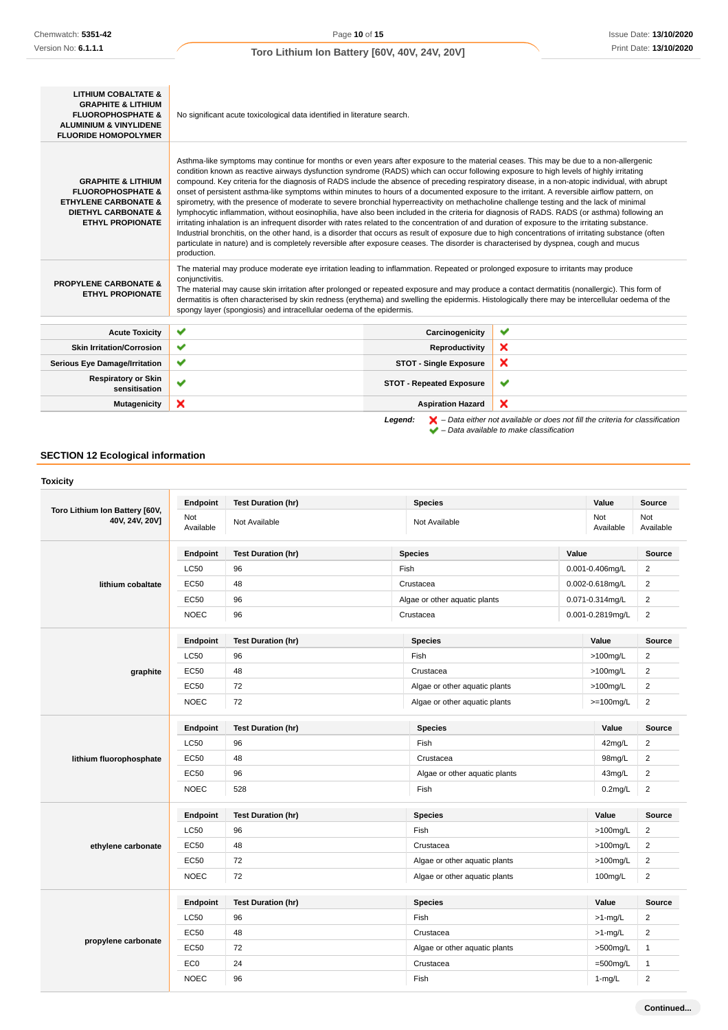| | |
|---|---|
| **LITHIUM COBALTATE & GRAPHITE & LITHIUM FLUOROPHOSPHATE & ALUMINIUM & VINYLIDENE FLUORIDE HOMOPOLYMER** | No significant acute toxicological data identified in literature search. |
| **GRAPHITE & LITHIUM FLUOROPHOSPHATE & ETHYLENE CARBONATE & DIETHYL CARBONATE & ETHYL PROPIONATE** | Asthma-like symptoms may continue for months or even years after exposure to the material ceases. This may be due to a non-allergenic condition known as reactive airways dysfunction syndrome (RADS) which can occur following exposure to high levels of highly irritating compound. Key criteria for the diagnosis of RADS include the absence of preceding respiratory disease, in a non-atopic individual, with abrupt onset of persistent asthma-like symptoms within minutes to hours of a documented exposure to the irritant. A reversible airflow pattern, on spirometry, with the presence of moderate to severe bronchial hyperreactivity on methacholine challenge testing and the lack of minimal lymphocytic inflammation, without eosinophilia, have also been included in the criteria for diagnosis of RADS. RADS (or asthma) following an irritating inhalation is an infrequent disorder with rates related to the concentration of and duration of exposure to the irritating substance. Industrial bronchitis, on the other hand, is a disorder that occurs as result of exposure due to high concentrations of irritating substance (often particulate in nature) and is completely reversible after exposure ceases. The disorder is characterised by dyspnea, cough and mucus production. |
| **PROPYLENE CARBONATE & ETHYL PROPIONATE** | The material may produce moderate eye irritation leading to inflammation. Repeated or prolonged exposure to irritants may produce conjunctivitis.<br>The material may cause skin irritation after prolonged or repeated exposure and may produce a contact dermatitis (nonallergic). This form of dermatitis is often characterised by skin redness (erythema) and swelling the epidermis. Histologically there may be intercellular oedema of the spongy layer (spongiosis) and intracellular oedema of the epidermis. |

| | | | |
|---|---|---|---|
| **Acute Toxicity** | ✔ | **Carcinogenicity** | ✔ |
| **Skin Irritation/Corrosion** | ✔ | **Reproductivity** | ✘ |
| **Serious Eye Damage/Irritation** | ✔ | **STOT - Single Exposure** | ✘ |
| **Respiratory or Skin sensitisation** | ✔ | **STOT - Repeated Exposure** | ✔ |
| **Mutagenicity** | ✘ | **Aspiration Hazard** | ✘ |

***Legend:*** ✘ *– Data either not available or does not fill the criteria for classification*
✔ *– Data available to make classification*

## SECTION 12 Ecological information

### Toxicity

| | Endpoint | Test Duration (hr) | Species | Value | Source |
|---|---|---|---|---|---|
| **Toro Lithium Ion Battery [60V, 40V, 24V, 20V]** | Not Available | Not Available | Not Available | Not Available | Not Available |

| | Endpoint | Test Duration (hr) | Species | Value | Source |
|---|---|---|---|---|---|
| **lithium cobaltate** | LC50 | 96 | Fish | 0.001-0.406mg/L | 2 |
| | EC50 | 48 | Crustacea | 0.002-0.618mg/L | 2 |
| | EC50 | 96 | Algae or other aquatic plants | 0.071-0.314mg/L | 2 |
| | NOEC | 96 | Crustacea | 0.001-0.2819mg/L | 2 |

| | Endpoint | Test Duration (hr) | Species | Value | Source |
|---|---|---|---|---|---|
| **graphite** | LC50 | 96 | Fish | >100mg/L | 2 |
| | EC50 | 48 | Crustacea | >100mg/L | 2 |
| | EC50 | 72 | Algae or other aquatic plants | >100mg/L | 2 |
| | NOEC | 72 | Algae or other aquatic plants | >=100mg/L | 2 |

| | Endpoint | Test Duration (hr) | Species | Value | Source |
|---|---|---|---|---|---|
| **lithium fluorophosphate** | LC50 | 96 | Fish | 42mg/L | 2 |
| | EC50 | 48 | Crustacea | 98mg/L | 2 |
| | EC50 | 96 | Algae or other aquatic plants | 43mg/L | 2 |
| | NOEC | 528 | Fish | 0.2mg/L | 2 |

| | Endpoint | Test Duration (hr) | Species | Value | Source |
|---|---|---|---|---|---|
| **ethylene carbonate** | LC50 | 96 | Fish | >100mg/L | 2 |
| | EC50 | 48 | Crustacea | >100mg/L | 2 |
| | EC50 | 72 | Algae or other aquatic plants | >100mg/L | 2 |
| | NOEC | 72 | Algae or other aquatic plants | 100mg/L | 2 |

| | Endpoint | Test Duration (hr) | Species | Value | Source |
|---|---|---|---|---|---|
| **propylene carbonate** | LC50 | 96 | Fish | >1-mg/L | 2 |
| | EC50 | 48 | Crustacea | >1-mg/L | 2 |
| | EC50 | 72 | Algae or other aquatic plants | >500mg/L | 1 |
| | EC0 | 24 | Crustacea | =500mg/L | 1 |
| | NOEC | 96 | Fish | 1-mg/L | 2 |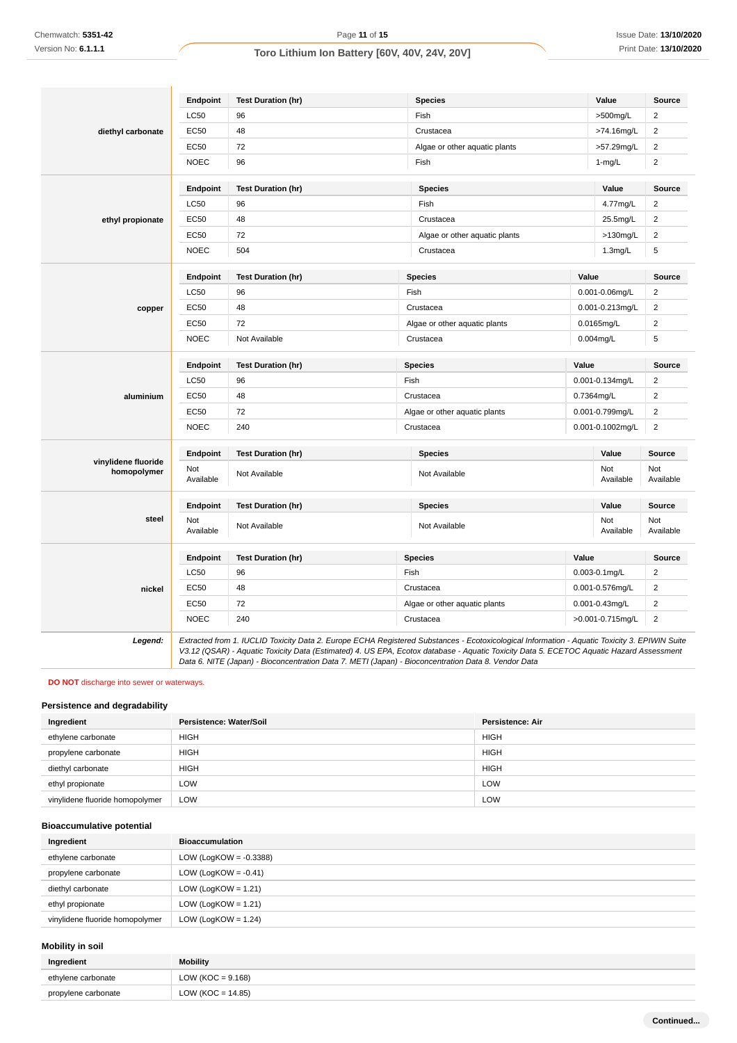| Ingredient | Endpoint | Test Duration (hr) | Species | Value | Source |
|---|---|---|---|---|---|
| **diethyl carbonate** | LC50 | 96 | Fish | >500mg/L | 2 |
| | EC50 | 48 | Crustacea | >74.16mg/L | 2 |
| | EC50 | 72 | Algae or other aquatic plants | >57.29mg/L | 2 |
| | NOEC | 96 | Fish | 1-mg/L | 2 |
| **ethyl propionate** | LC50 | 96 | Fish | 4.77mg/L | 2 |
| | EC50 | 48 | Crustacea | 25.5mg/L | 2 |
| | EC50 | 72 | Algae or other aquatic plants | >130mg/L | 2 |
| | NOEC | 504 | Crustacea | 1.3mg/L | 5 |
| **copper** | LC50 | 96 | Fish | 0.001-0.06mg/L | 2 |
| | EC50 | 48 | Crustacea | 0.001-0.213mg/L | 2 |
| | EC50 | 72 | Algae or other aquatic plants | 0.0165mg/L | 2 |
| | NOEC | Not Available | Crustacea | 0.004mg/L | 5 |
| **aluminium** | LC50 | 96 | Fish | 0.001-0.134mg/L | 2 |
| | EC50 | 48 | Crustacea | 0.7364mg/L | 2 |
| | EC50 | 72 | Algae or other aquatic plants | 0.001-0.799mg/L | 2 |
| | NOEC | 240 | Crustacea | 0.001-0.1002mg/L | 2 |
| **vinylidene fluoride homopolymer** | Not Available | Not Available | Not Available | Not Available | Not Available |
| **steel** | Not Available | Not Available | Not Available | Not Available | Not Available |
| **nickel** | LC50 | 96 | Fish | 0.003-0.1mg/L | 2 |
| | EC50 | 48 | Crustacea | 0.001-0.576mg/L | 2 |
| | EC50 | 72 | Algae or other aquatic plants | 0.001-0.43mg/L | 2 |
| | NOEC | 240 | Crustacea | >0.001-0.715mg/L | 2 |

***Legend:*** *Extracted from 1. IUCLID Toxicity Data 2. Europe ECHA Registered Substances - Ecotoxicological Information - Aquatic Toxicity 3. EPIWIN Suite V3.12 (QSAR) - Aquatic Toxicity Data (Estimated) 4. US EPA, Ecotox database - Aquatic Toxicity Data 5. ECETOC Aquatic Hazard Assessment Data 6. NITE (Japan) - Bioconcentration Data 7. METI (Japan) - Bioconcentration Data 8. Vendor Data*

**DO NOT** discharge into sewer or waterways.

### Persistence and degradability

| Ingredient | Persistence: Water/Soil | Persistence: Air |
|---|---|---|
| ethylene carbonate | HIGH | HIGH |
| propylene carbonate | HIGH | HIGH |
| diethyl carbonate | HIGH | HIGH |
| ethyl propionate | LOW | LOW |
| vinylidene fluoride homopolymer | LOW | LOW |

### Bioaccumulative potential

| Ingredient | Bioaccumulation |
|---|---|
| ethylene carbonate | LOW (LogKOW = -0.3388) |
| propylene carbonate | LOW (LogKOW = -0.41) |
| diethyl carbonate | LOW (LogKOW = 1.21) |
| ethyl propionate | LOW (LogKOW = 1.21) |
| vinylidene fluoride homopolymer | LOW (LogKOW = 1.24) |

### Mobility in soil

| Ingredient | Mobility |
|---|---|
| ethylene carbonate | LOW (KOC = 9.168) |
| propylene carbonate | LOW (KOC = 14.85) |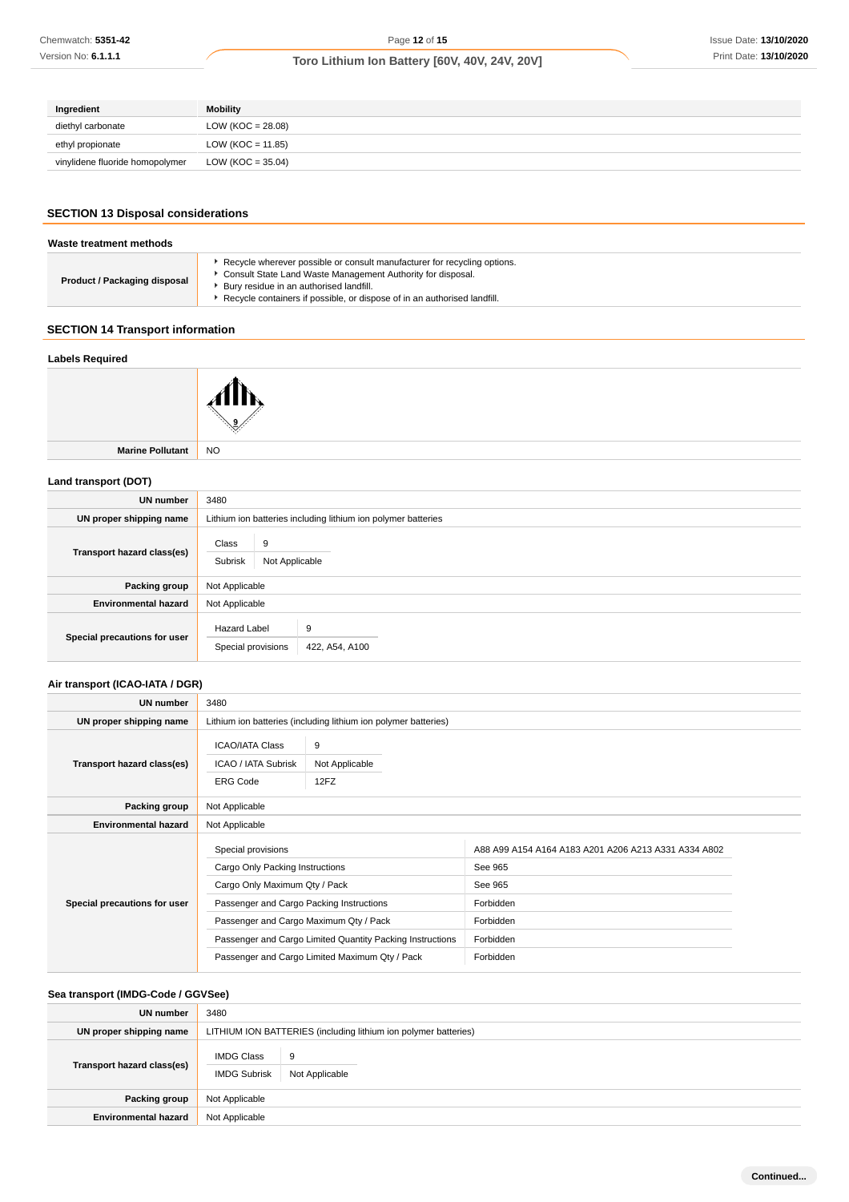| Ingredient | Mobility |
| --- | --- |
| diethyl carbonate | LOW (KOC = 28.08) |
| ethyl propionate | LOW (KOC = 11.85) |
| vinylidene fluoride homopolymer | LOW (KOC = 35.04) |

## SECTION 13 Disposal considerations

### Waste treatment methods

| | |
| --- | --- |
| **Product / Packaging disposal** | ▸ Recycle wherever possible or consult manufacturer for recycling options.<br>▸ Consult State Land Waste Management Authority for disposal.<br>▸ Bury residue in an authorised landfill.<br>▸ Recycle containers if possible, or dispose of in an authorised landfill. |

## SECTION 14 Transport information

### Labels Required

| | |
| --- | --- |
| | 9 |
| **Marine Pollutant** | NO |

### Land transport (DOT)

| | |
| --- | --- |
| **UN number** | 3480 |
| **UN proper shipping name** | Lithium ion batteries including lithium ion polymer batteries |
| **Transport hazard class(es)** | Class: 9<br>Subrisk: Not Applicable |
| **Packing group** | Not Applicable |
| **Environmental hazard** | Not Applicable |
| **Special precautions for user** | Hazard Label: 9<br>Special provisions: 422, A54, A100 |

### Air transport (ICAO-IATA / DGR)

| | |
| --- | --- |
| **UN number** | 3480 |
| **UN proper shipping name** | Lithium ion batteries (including lithium ion polymer batteries) |
| **Transport hazard class(es)** | ICAO/IATA Class: 9<br>ICAO / IATA Subrisk: Not Applicable<br>ERG Code: 12FZ |
| **Packing group** | Not Applicable |
| **Environmental hazard** | Not Applicable |
| **Special precautions for user** | Special provisions: A88 A99 A154 A164 A183 A201 A206 A213 A331 A334 A802<br>Cargo Only Packing Instructions: See 965<br>Cargo Only Maximum Qty / Pack: See 965<br>Passenger and Cargo Packing Instructions: Forbidden<br>Passenger and Cargo Maximum Qty / Pack: Forbidden<br>Passenger and Cargo Limited Quantity Packing Instructions: Forbidden<br>Passenger and Cargo Limited Maximum Qty / Pack: Forbidden |

### Sea transport (IMDG-Code / GGVSee)

| | |
| --- | --- |
| **UN number** | 3480 |
| **UN proper shipping name** | LITHIUM ION BATTERIES (including lithium ion polymer batteries) |
| **Transport hazard class(es)** | IMDG Class: 9<br>IMDG Subrisk: Not Applicable |
| **Packing group** | Not Applicable |
| **Environmental hazard** | Not Applicable |

Continued...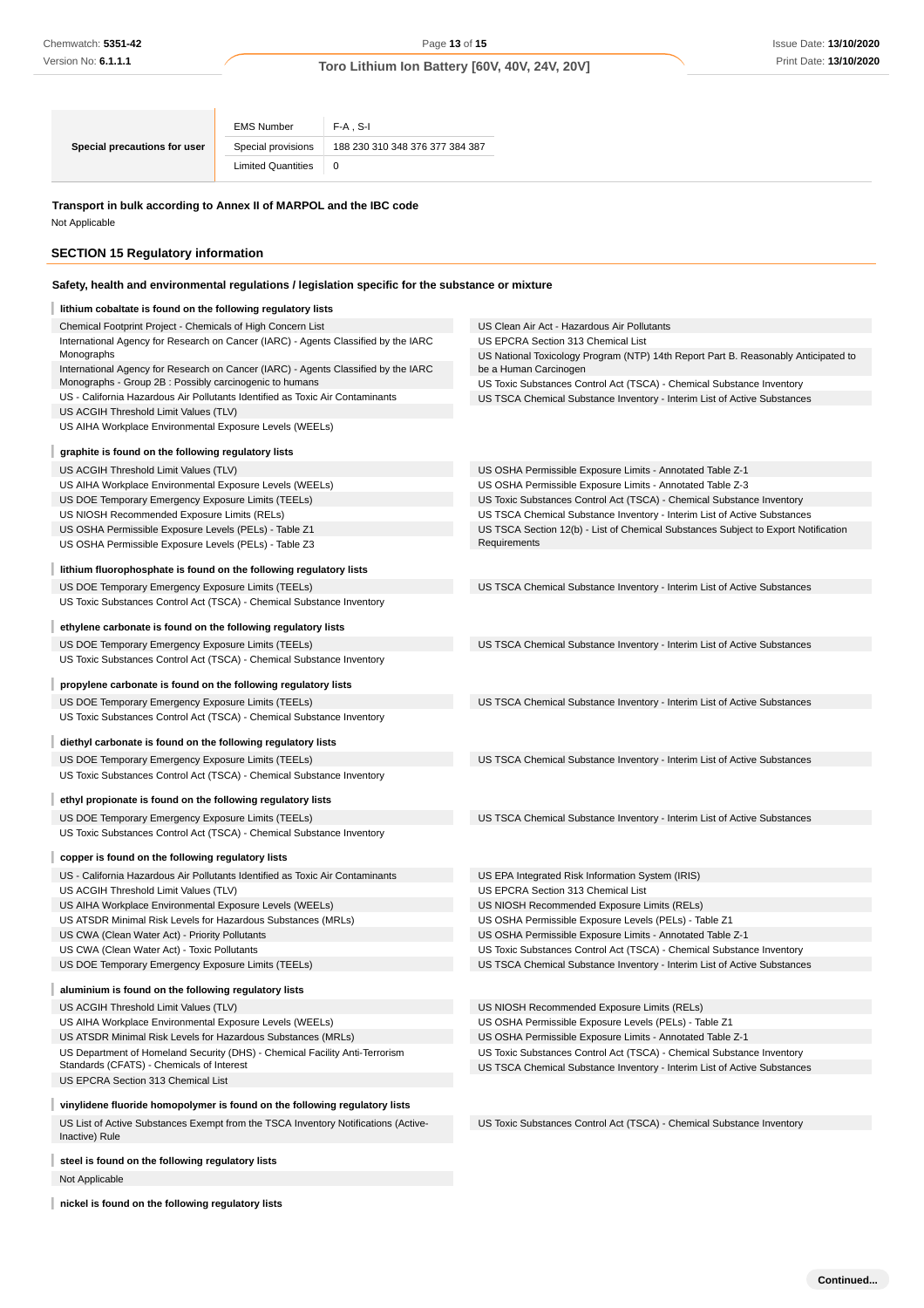| Special precautions for user | EMS Number | F-A , S-I |
|---|---|---|
| | Special provisions | 188 230 310 348 376 377 384 387 |
| | Limited Quantities | 0 |

**Transport in bulk according to Annex II of MARPOL and the IBC code**

Not Applicable

## SECTION 15 Regulatory information

**Safety, health and environmental regulations / legislation specific for the substance or mixture**

**lithium cobaltate is found on the following regulatory lists**

Chemical Footprint Project - Chemicals of High Concern List
International Agency for Research on Cancer (IARC) - Agents Classified by the IARC Monographs
International Agency for Research on Cancer (IARC) - Agents Classified by the IARC Monographs - Group 2B : Possibly carcinogenic to humans
US - California Hazardous Air Pollutants Identified as Toxic Air Contaminants
US ACGIH Threshold Limit Values (TLV)
US AIHA Workplace Environmental Exposure Levels (WEELs)
US Clean Air Act - Hazardous Air Pollutants
US EPCRA Section 313 Chemical List
US National Toxicology Program (NTP) 14th Report Part B. Reasonably Anticipated to be a Human Carcinogen
US Toxic Substances Control Act (TSCA) - Chemical Substance Inventory
US TSCA Chemical Substance Inventory - Interim List of Active Substances

**graphite is found on the following regulatory lists**

US ACGIH Threshold Limit Values (TLV)
US AIHA Workplace Environmental Exposure Levels (WEELs)
US DOE Temporary Emergency Exposure Limits (TEELs)
US NIOSH Recommended Exposure Limits (RELs)
US OSHA Permissible Exposure Levels (PELs) - Table Z1
US OSHA Permissible Exposure Levels (PELs) - Table Z3
US OSHA Permissible Exposure Limits - Annotated Table Z-1
US OSHA Permissible Exposure Limits - Annotated Table Z-3
US Toxic Substances Control Act (TSCA) - Chemical Substance Inventory
US TSCA Chemical Substance Inventory - Interim List of Active Substances
US TSCA Section 12(b) - List of Chemical Substances Subject to Export Notification Requirements

**lithium fluorophosphate is found on the following regulatory lists**

US DOE Temporary Emergency Exposure Limits (TEELs)
US Toxic Substances Control Act (TSCA) - Chemical Substance Inventory
US TSCA Chemical Substance Inventory - Interim List of Active Substances

**ethylene carbonate is found on the following regulatory lists**

US DOE Temporary Emergency Exposure Limits (TEELs)
US Toxic Substances Control Act (TSCA) - Chemical Substance Inventory
US TSCA Chemical Substance Inventory - Interim List of Active Substances

**propylene carbonate is found on the following regulatory lists**

US DOE Temporary Emergency Exposure Limits (TEELs)
US Toxic Substances Control Act (TSCA) - Chemical Substance Inventory
US TSCA Chemical Substance Inventory - Interim List of Active Substances

**diethyl carbonate is found on the following regulatory lists**

US DOE Temporary Emergency Exposure Limits (TEELs)
US Toxic Substances Control Act (TSCA) - Chemical Substance Inventory
US TSCA Chemical Substance Inventory - Interim List of Active Substances

**ethyl propionate is found on the following regulatory lists**

US DOE Temporary Emergency Exposure Limits (TEELs)
US Toxic Substances Control Act (TSCA) - Chemical Substance Inventory
US TSCA Chemical Substance Inventory - Interim List of Active Substances

**copper is found on the following regulatory lists**

US - California Hazardous Air Pollutants Identified as Toxic Air Contaminants
US ACGIH Threshold Limit Values (TLV)
US AIHA Workplace Environmental Exposure Levels (WEELs)
US ATSDR Minimal Risk Levels for Hazardous Substances (MRLs)
US CWA (Clean Water Act) - Priority Pollutants
US CWA (Clean Water Act) - Toxic Pollutants
US DOE Temporary Emergency Exposure Limits (TEELs)
US EPA Integrated Risk Information System (IRIS)
US EPCRA Section 313 Chemical List
US NIOSH Recommended Exposure Limits (RELs)
US OSHA Permissible Exposure Levels (PELs) - Table Z1
US OSHA Permissible Exposure Limits - Annotated Table Z-1
US Toxic Substances Control Act (TSCA) - Chemical Substance Inventory
US TSCA Chemical Substance Inventory - Interim List of Active Substances

**aluminium is found on the following regulatory lists**

US ACGIH Threshold Limit Values (TLV)
US AIHA Workplace Environmental Exposure Levels (WEELs)
US ATSDR Minimal Risk Levels for Hazardous Substances (MRLs)
US Department of Homeland Security (DHS) - Chemical Facility Anti-Terrorism Standards (CFATS) - Chemicals of Interest
US EPCRA Section 313 Chemical List
US NIOSH Recommended Exposure Limits (RELs)
US OSHA Permissible Exposure Levels (PELs) - Table Z1
US OSHA Permissible Exposure Limits - Annotated Table Z-1
US Toxic Substances Control Act (TSCA) - Chemical Substance Inventory
US TSCA Chemical Substance Inventory - Interim List of Active Substances

**vinylidene fluoride homopolymer is found on the following regulatory lists**

US List of Active Substances Exempt from the TSCA Inventory Notifications (Active-Inactive) Rule
US Toxic Substances Control Act (TSCA) - Chemical Substance Inventory

**steel is found on the following regulatory lists**

Not Applicable

**nickel is found on the following regulatory lists**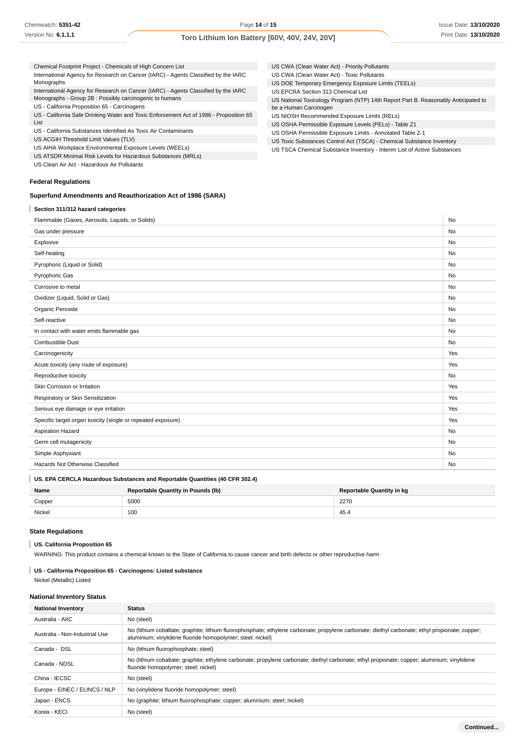Chemical Footprint Project - Chemicals of High Concern List
International Agency for Research on Cancer (IARC) - Agents Classified by the IARC Monographs
International Agency for Research on Cancer (IARC) - Agents Classified by the IARC Monographs - Group 2B : Possibly carcinogenic to humans
US - California Proposition 65 - Carcinogens
US - California Safe Drinking Water and Toxic Enforcement Act of 1986 - Proposition 65 List
US - California Substances Identified As Toxic Air Contaminants
US ACGIH Threshold Limit Values (TLV)
US AIHA Workplace Environmental Exposure Levels (WEELs)
US ATSDR Minimal Risk Levels for Hazardous Substances (MRLs)
US Clean Air Act - Hazardous Air Pollutants
US CWA (Clean Water Act) - Priority Pollutants
US CWA (Clean Water Act) - Toxic Pollutants
US DOE Temporary Emergency Exposure Limits (TEELs)
US EPCRA Section 313 Chemical List
US National Toxicology Program (NTP) 14th Report Part B. Reasonably Anticipated to be a Human Carcinogen
US NIOSH Recommended Exposure Limits (RELs)
US OSHA Permissible Exposure Levels (PELs) - Table Z1
US OSHA Permissible Exposure Limits - Annotated Table Z-1
US Toxic Substances Control Act (TSCA) - Chemical Substance Inventory
US TSCA Chemical Substance Inventory - Interim List of Active Substances

### Federal Regulations

### Superfund Amendments and Reauthorization Act of 1986 (SARA)

#### Section 311/312 hazard categories

| | |
|---|---|
| Flammable (Gases, Aerosols, Liquids, or Solids) | No |
| Gas under pressure | No |
| Explosive | No |
| Self-heating | No |
| Pyrophoric (Liquid or Solid) | No |
| Pyrophoric Gas | No |
| Corrosive to metal | No |
| Oxidizer (Liquid, Solid or Gas) | No |
| Organic Peroxide | No |
| Self-reactive | No |
| In contact with water emits flammable gas | No |
| Combustible Dust | No |
| Carcinogenicity | Yes |
| Acute toxicity (any route of exposure) | Yes |
| Reproductive toxicity | No |
| Skin Corrosion or Irritation | Yes |
| Respiratory or Skin Sensitization | Yes |
| Serious eye damage or eye irritation | Yes |
| Specific target organ toxicity (single or repeated exposure) | Yes |
| Aspiration Hazard | No |
| Germ cell mutagenicity | No |
| Simple Asphyxiant | No |
| Hazards Not Otherwise Classified | No |

#### US. EPA CERCLA Hazardous Substances and Reportable Quantities (40 CFR 302.4)

| Name | Reportable Quantity in Pounds (lb) | Reportable Quantity in kg |
|---|---|---|
| Copper | 5000 | 2270 |
| Nickel | 100 | 45.4 |

### State Regulations

#### US. California Proposition 65

WARNING: This product contains a chemical known to the State of California to cause cancer and birth defects or other reproductive harm

#### US - California Proposition 65 - Carcinogens: Listed substance

Nickel (Metallic) Listed

### National Inventory Status

| National Inventory | Status |
|---|---|
| Australia - AIIC | No (steel) |
| Australia - Non-Industrial Use | No (lithium cobaltate; graphite; lithium fluorophosphate; ethylene carbonate; propylene carbonate; diethyl carbonate; ethyl propionate; copper; aluminium; vinylidene fluoride homopolymer; steel; nickel) |
| Canada - DSL | No (lithium fluorophosphate; steel) |
| Canada - NDSL | No (lithium cobaltate; graphite; ethylene carbonate; propylene carbonate; diethyl carbonate; ethyl propionate; copper; aluminium; vinylidene fluoride homopolymer; steel; nickel) |
| China - IECSC | No (steel) |
| Europe - EINEC / ELINCS / NLP | No (vinylidene fluoride homopolymer; steel) |
| Japan - ENCS | No (graphite; lithium fluorophosphate; copper; aluminium; steel; nickel) |
| Korea - KECI | No (steel) |

Continued...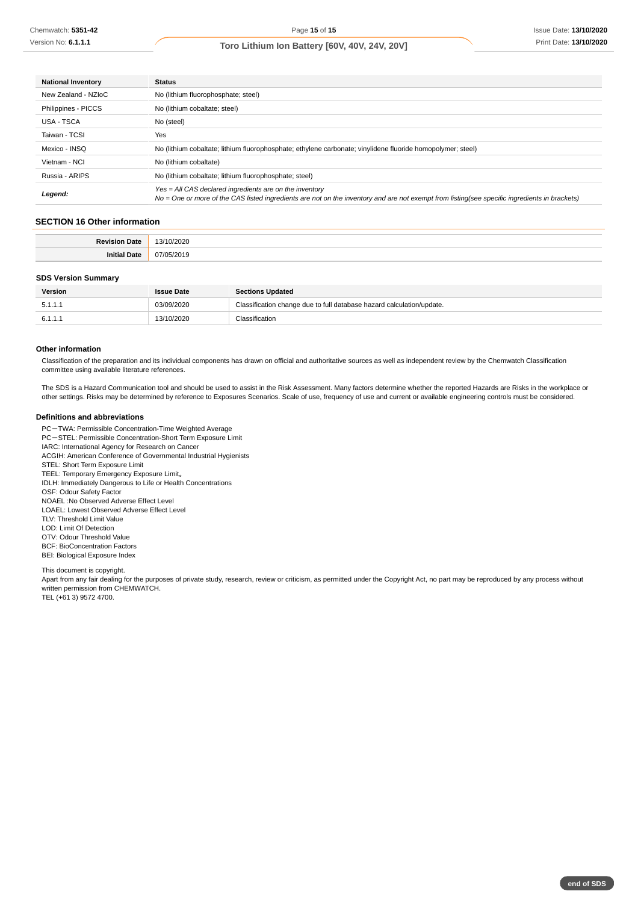| National Inventory | Status |
|---|---|
| New Zealand - NZIoC | No (lithium fluorophosphate; steel) |
| Philippines - PICCS | No (lithium cobaltate; steel) |
| USA - TSCA | No (steel) |
| Taiwan - TCSI | Yes |
| Mexico - INSQ | No (lithium cobaltate; lithium fluorophosphate; ethylene carbonate; vinylidene fluoride homopolymer; steel) |
| Vietnam - NCI | No (lithium cobaltate) |
| Russia - ARIPS | No (lithium cobaltate; lithium fluorophosphate; steel) |
| ***Legend:*** | *Yes = All CAS declared ingredients are on the inventory*<br>*No = One or more of the CAS listed ingredients are not on the inventory and are not exempt from listing(see specific ingredients in brackets)* |

## SECTION 16 Other information

| | |
|---|---|
| **Revision Date** | 13/10/2020 |
| **Initial Date** | 07/05/2019 |

### SDS Version Summary

| Version | Issue Date | Sections Updated |
|---|---|---|
| 5.1.1.1 | 03/09/2020 | Classification change due to full database hazard calculation/update. |
| 6.1.1.1 | 13/10/2020 | Classification |

### Other information

Classification of the preparation and its individual components has drawn on official and authoritative sources as well as independent review by the Chemwatch Classification committee using available literature references.

The SDS is a Hazard Communication tool and should be used to assist in the Risk Assessment. Many factors determine whether the reported Hazards are Risks in the workplace or other settings. Risks may be determined by reference to Exposures Scenarios. Scale of use, frequency of use and current or available engineering controls must be considered.

### Definitions and abbreviations

PC－TWA: Permissible Concentration-Time Weighted Average
PC－STEL: Permissible Concentration-Short Term Exposure Limit
IARC: International Agency for Research on Cancer
ACGIH: American Conference of Governmental Industrial Hygienists
STEL: Short Term Exposure Limit
TEEL: Temporary Emergency Exposure Limit。
IDLH: Immediately Dangerous to Life or Health Concentrations
OSF: Odour Safety Factor
NOAEL :No Observed Adverse Effect Level
LOAEL: Lowest Observed Adverse Effect Level
TLV: Threshold Limit Value
LOD: Limit Of Detection
OTV: Odour Threshold Value
BCF: BioConcentration Factors
BEI: Biological Exposure Index

This document is copyright.
Apart from any fair dealing for the purposes of private study, research, review or criticism, as permitted under the Copyright Act, no part may be reproduced by any process without written permission from CHEMWATCH.
TEL (+61 3) 9572 4700.

end of SDS